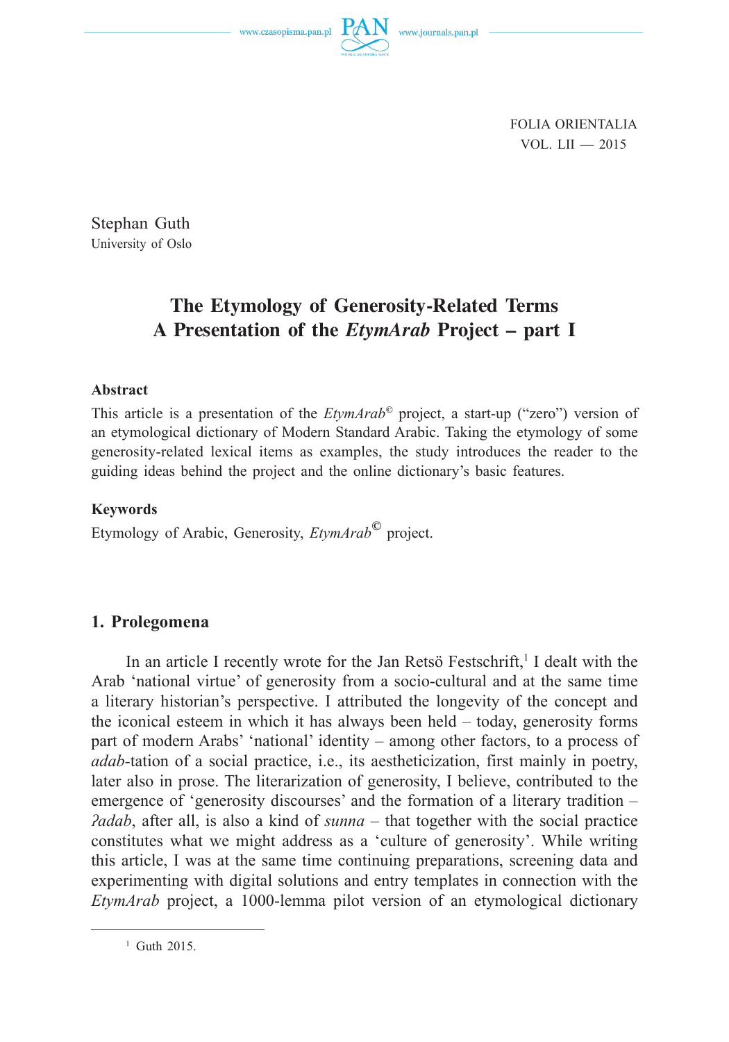FOLIA ORIENTALIA
VOL. LII — 2015

Stephan Guth
University of Oslo

# The Etymology of Generosity-Related Terms A Presentation of the *EtymArab* Project – part I

### Abstract

This article is a presentation of the *EtymArab*© project, a start-up ("zero") version of an etymological dictionary of Modern Standard Arabic. Taking the etymology of some generosity-related lexical items as examples, the study introduces the reader to the guiding ideas behind the project and the online dictionary's basic features.

### Keywords

Etymology of Arabic, Generosity, *EtymArab*© project.

## 1. Prolegomena

In an article I recently wrote for the Jan Retsö Festschrift,[1] I dealt with the Arab 'national virtue' of generosity from a socio-cultural and at the same time a literary historian's perspective. I attributed the longevity of the concept and the iconical esteem in which it has always been held – today, generosity forms part of modern Arabs' 'national' identity – among other factors, to a process of *adab*-tation of a social practice, i.e., its aestheticization, first mainly in poetry, later also in prose. The literarization of generosity, I believe, contributed to the emergence of 'generosity discourses' and the formation of a literary tradition – *ʔadab*, after all, is also a kind of *sunna* – that together with the social practice constitutes what we might address as a 'culture of generosity'. While writing this article, I was at the same time continuing preparations, screening data and experimenting with digital solutions and entry templates in connection with the *EtymArab* project, a 1000-lemma pilot version of an etymological dictionary

[1] Guth 2015.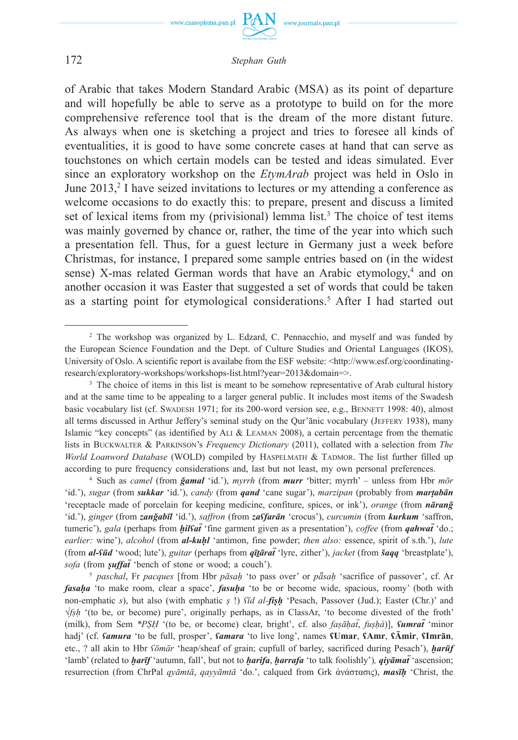of Arabic that takes Modern Standard Arabic (MSA) as its point of departure and will hopefully be able to serve as a prototype to build on for the more comprehensive reference tool that is the dream of the more distant future. As always when one is sketching a project and tries to foresee all kinds of eventualities, it is good to have some concrete cases at hand that can serve as touchstones on which certain models can be tested and ideas simulated. Ever since an exploratory workshop on the *EtymArab* project was held in Oslo in June 2013,[2] I have seized invitations to lectures or my attending a conference as welcome occasions to do exactly this: to prepare, present and discuss a limited set of lexical items from my (privisional) lemma list.[3] The choice of test items was mainly governed by chance or, rather, the time of the year into which such a presentation fell. Thus, for a guest lecture in Germany just a week before Christmas, for instance, I prepared some sample entries based on (in the widest sense) X-mas related German words that have an Arabic etymology,[4] and on another occasion it was Easter that suggested a set of words that could be taken as a starting point for etymological considerations.[5] After I had started out

---

[2] The workshop was organized by L. Edzard, C. Pennacchio, and myself and was funded by the European Science Foundation and the Dept. of Culture Studies and Oriental Languages (IKOS), University of Oslo. A scientific report is availabe from the ESF website: <http://www.esf.org/coordinating-research/exploratory-workshops/workshops-list.html?year=2013&domain=>.

[3] The choice of items in this list is meant to be somehow representative of Arab cultural history and at the same time to be appealing to a larger general public. It includes most items of the Swadesh basic vocabulary list (cf. Swadesh 1971; for its 200-word version see, e.g., Bennett 1998: 40), almost all terms discussed in Arthur Jeffery's seminal study on the Qur'ānic vocabulary (Jeffery 1938), many Islamic "key concepts" (as identified by Ali & Leaman 2008), a certain percentage from the thematic lists in Buckwalter & Parkinson's *Frequency Dictionary* (2011), collated with a selection from *The World Loanword Database* (WOLD) compiled by Haspelmath & Tadmor. The list further filled up according to pure frequency considerations and, last but not least, my own personal preferences.

[4] Such as *camel* (from ***ǧamal*** 'id.'), *myrrh* (from ***murr*** 'bitter; myrrh' – unless from Hbr *mōr* 'id.'), *sugar* (from ***sukkar*** 'id.'), *candy* (from ***qand*** 'cane sugar'), *marzipan* (probably from ***marṭabān*** 'receptacle made of porcelain for keeping medicine, confiture, spices, or ink'), *orange* (from ***nāranǧ*** 'id.'), *ginger* (from ***zanǧabīl*** 'id.'), *saffron* (from ***zaʕfarān*** 'crocus'), *curcumin* (from ***kurkum*** 'saffron, tumeric'), *gala* (perhaps from ***ḫilʕaẗ*** 'fine garment given as a presentation'), *coffee* (from ***qahwaẗ*** 'do.; *earlier:* wine'), *alcohol* (from ***al-kuḥl*** 'antimon, fine powder; *then also:* essence, spirit of s.th.'), *lute* (from ***al-ʕūd*** 'wood; lute'), *guitar* (perhaps from ***qīṯāraẗ*** 'lyre, zither'), *jacket* (from ***šaqq*** 'breastplate'), *sofa* (from ***ṣuffaẗ*** 'bench of stone or wood; a couch').

[5] *paschal*, Fr *pacques* [from Hbr *pāsaḥ* 'to pass over' or *pắsaḥ* 'sacrifice of passover', cf. Ar ***fasaḥa*** 'to make room, clear a space', ***fasuḥa*** 'to be or become wide, spacious, roomy' (both with non-emphatic *s*), but also (with emphatic *ṣ* !) *ʕīd al-**fiṣḥ*** 'Pesach, Passover (Jud.); Easter (Chr.)' and √*fṣḥ* '(to be, or become) pure', originally perhaps, as in ClassAr, 'to become divested of the froth' (milk), from Sem **PṢḤ* '(to be, or become) clear, bright', cf. also *faṣāḥaẗ*, *fuṣḥà*)], ***ʕumraẗ*** 'minor hadj' (cf. ***ʕamura*** 'to be full, prosper', ***ʕamara*** 'to live long', names **ʕUmar**, **ʕAmr**, **ʕĀmir**, **ʕImrān**, etc., ? all akin to Hbr *ʕōmär* 'heap/sheaf of grain; cupfull of barley, sacrificed during Pesach'), ***ḫarūf*** 'lamb' (related to ***ḫarīf*** 'autumn, fall', but not to ***ḫarifa***, ***ḫarrafa*** 'to talk foolishly')*,* ***qiyāmaẗ*** 'ascension; resurrection (from ChrPal *qyāmtā*, *qayyāmtā* 'do.', calqued from Grk ἀνάστασις), ***masīḥ*** 'Christ, the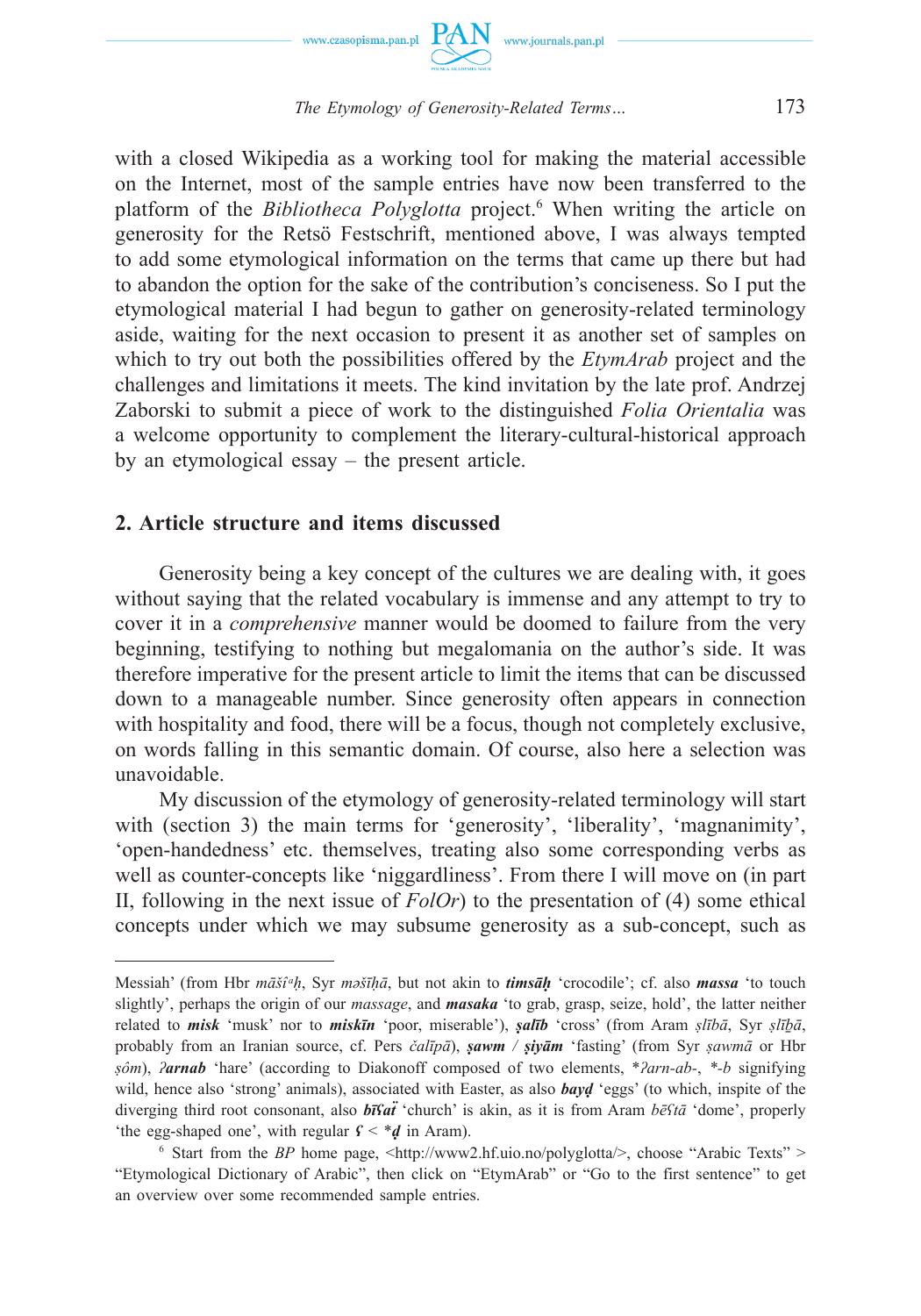with a closed Wikipedia as a working tool for making the material accessible on the Internet, most of the sample entries have now been transferred to the platform of the *Bibliotheca Polyglotta* project.[6] When writing the article on generosity for the Retsö Festschrift, mentioned above, I was always tempted to add some etymological information on the terms that came up there but had to abandon the option for the sake of the contribution's conciseness. So I put the etymological material I had begun to gather on generosity-related terminology aside, waiting for the next occasion to present it as another set of samples on which to try out both the possibilities offered by the *EtymArab* project and the challenges and limitations it meets. The kind invitation by the late prof. Andrzej Zaborski to submit a piece of work to the distinguished *Folia Orientalia* was a welcome opportunity to complement the literary-cultural-historical approach by an etymological essay – the present article.

## 2. Article structure and items discussed

Generosity being a key concept of the cultures we are dealing with, it goes without saying that the related vocabulary is immense and any attempt to try to cover it in a *comprehensive* manner would be doomed to failure from the very beginning, testifying to nothing but megalomania on the author's side. It was therefore imperative for the present article to limit the items that can be discussed down to a manageable number. Since generosity often appears in connection with hospitality and food, there will be a focus, though not completely exclusive, on words falling in this semantic domain. Of course, also here a selection was unavoidable.

My discussion of the etymology of generosity-related terminology will start with (section 3) the main terms for 'generosity', 'liberality', 'magnanimity', 'open-handedness' etc. themselves, treating also some corresponding verbs as well as counter-concepts like 'niggardliness'. From there I will move on (in part II, following in the next issue of *FolOr*) to the presentation of (4) some ethical concepts under which we may subsume generosity as a sub-concept, such as

---

Messiah' (from Hbr *māšîᵃḥ*, Syr *məšīḥā*, but not akin to ***timsāḥ*** 'crocodile'; cf. also ***massa*** 'to touch slightly', perhaps the origin of our *massage*, and ***masaka*** 'to grab, grasp, seize, hold', the latter neither related to ***misk*** 'musk' nor to ***miskīn*** 'poor, miserable'), ***ṣalīb*** 'cross' (from Aram *ṣlībā*, Syr *ṣlīḇā*, probably from an Iranian source, cf. Pers *čalīpā*), ***ṣawm*** / ***ṣiyām*** 'fasting' (from Syr *ṣawmā* or Hbr *ṣôm*), ***ʔarnab*** 'hare' (according to Diakonoff composed of two elements, \*ʔ*arn-ab*-, \*-*b* signifying wild, hence also 'strong' animals), associated with Easter, as also ***bayḍ*** 'eggs' (to which, inspite of the diverging third root consonant, also ***bīʕaẗ*** 'church' is akin, as it is from Aram *bēʕtā* 'dome', properly 'the egg-shaped one', with regular ***ʕ*** < \****ḏ̣*** in Aram).

[6] Start from the *BP* home page, <http://www2.hf.uio.no/polyglotta/>, choose "Arabic Texts" > "Etymological Dictionary of Arabic", then click on "EtymArab" or "Go to the first sentence" to get an overview over some recommended sample entries.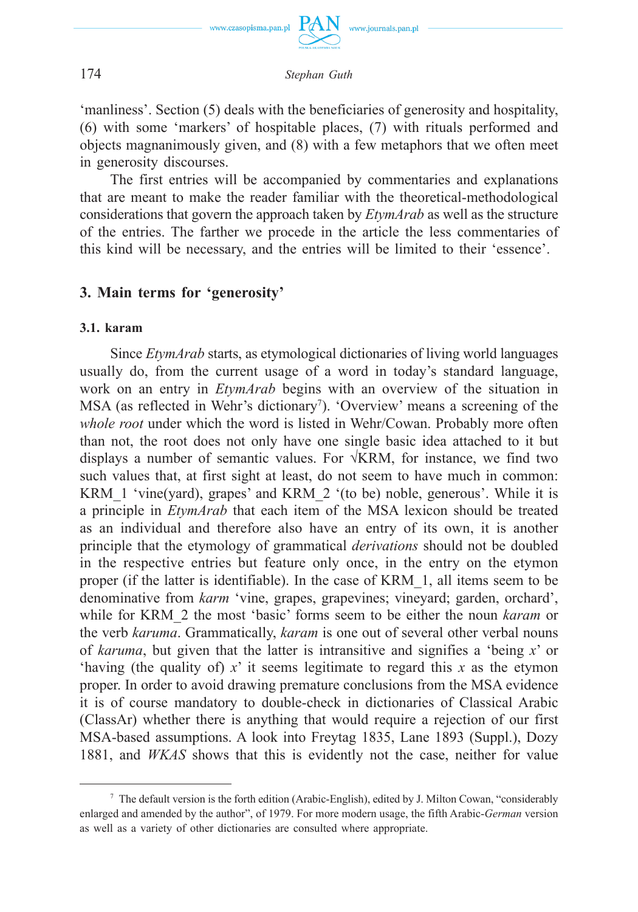‘manliness’. Section (5) deals with the beneficiaries of generosity and hospitality, (6) with some ‘markers’ of hospitable places, (7) with rituals performed and objects magnanimously given, and (8) with a few metaphors that we often meet in generosity discourses.

The first entries will be accompanied by commentaries and explanations that are meant to make the reader familiar with the theoretical-methodological considerations that govern the approach taken by *EtymArab* as well as the structure of the entries. The farther we procede in the article the less commentaries of this kind will be necessary, and the entries will be limited to their ‘essence’.

## 3. Main terms for ‘generosity’

### 3.1. karam

Since *EtymArab* starts, as etymological dictionaries of living world languages usually do, from the current usage of a word in today’s standard language, work on an entry in *EtymArab* begins with an overview of the situation in MSA (as reflected in Wehr’s dictionary[7]). ‘Overview’ means a screening of the *whole root* under which the word is listed in Wehr/Cowan. Probably more often than not, the root does not only have one single basic idea attached to it but displays a number of semantic values. For √KRM, for instance, we find two such values that, at first sight at least, do not seem to have much in common: KRM_1 ‘vine(yard), grapes’ and KRM_2 ‘(to be) noble, generous’. While it is a principle in *EtymArab* that each item of the MSA lexicon should be treated as an individual and therefore also have an entry of its own, it is another principle that the etymology of grammatical *derivations* should not be doubled in the respective entries but feature only once, in the entry on the etymon proper (if the latter is identifiable). In the case of KRM_1, all items seem to be denominative from *karm* ‘vine, grapes, grapevines; vineyard; garden, orchard’, while for KRM_2 the most ‘basic’ forms seem to be either the noun *karam* or the verb *karuma*. Grammatically, *karam* is one out of several other verbal nouns of *karuma*, but given that the latter is intransitive and signifies a ‘being *x*’ or ‘having (the quality of) *x*’ it seems legitimate to regard this *x* as the etymon proper. In order to avoid drawing premature conclusions from the MSA evidence it is of course mandatory to double-check in dictionaries of Classical Arabic (ClassAr) whether there is anything that would require a rejection of our first MSA-based assumptions. A look into Freytag 1835, Lane 1893 (Suppl.), Dozy 1881, and *WKAS* shows that this is evidently not the case, neither for value

[7] The default version is the forth edition (Arabic-English), edited by J. Milton Cowan, “considerably enlarged and amended by the author”, of 1979. For more modern usage, the fifth Arabic-*German* version as well as a variety of other dictionaries are consulted where appropriate.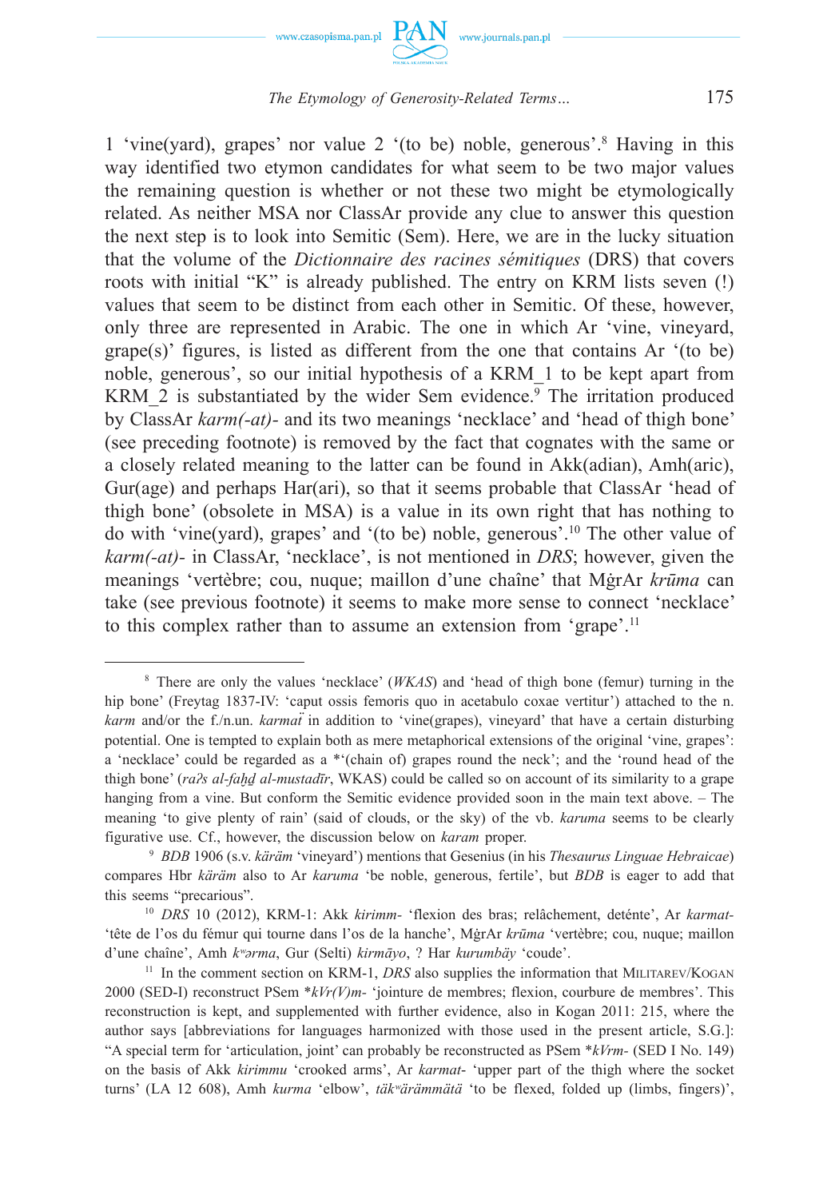1 'vine(yard), grapes' nor value 2 '(to be) noble, generous'.[8] Having in this way identified two etymon candidates for what seem to be two major values the remaining question is whether or not these two might be etymologically related. As neither MSA nor ClassAr provide any clue to answer this question the next step is to look into Semitic (Sem). Here, we are in the lucky situation that the volume of the *Dictionnaire des racines sémitiques* (DRS) that covers roots with initial "K" is already published. The entry on KRM lists seven (!) values that seem to be distinct from each other in Semitic. Of these, however, only three are represented in Arabic. The one in which Ar 'vine, vineyard, grape(s)' figures, is listed as different from the one that contains Ar '(to be) noble, generous', so our initial hypothesis of a KRM_1 to be kept apart from KRM_2 is substantiated by the wider Sem evidence.[9] The irritation produced by ClassAr *karm(-at)-* and its two meanings 'necklace' and 'head of thigh bone' (see preceding footnote) is removed by the fact that cognates with the same or a closely related meaning to the latter can be found in Akk(adian), Amh(aric), Gur(age) and perhaps Har(ari), so that it seems probable that ClassAr 'head of thigh bone' (obsolete in MSA) is a value in its own right that has nothing to do with 'vine(yard), grapes' and '(to be) noble, generous'.[10] The other value of *karm(-at)-* in ClassAr, 'necklace', is not mentioned in *DRS*; however, given the meanings 'vertèbre; cou, nuque; maillon d'une chaîne' that MġrAr *krūma* can take (see previous footnote) it seems to make more sense to connect 'necklace' to this complex rather than to assume an extension from 'grape'.[11]

---

[8] There are only the values 'necklace' (*WKAS*) and 'head of thigh bone (femur) turning in the hip bone' (Freytag 1837-IV: 'caput ossis femoris quo in acetabulo coxae vertitur') attached to the n. *karm* and/or the f./n.un. *karmat* in addition to 'vine(grapes), vineyard' that have a certain disturbing potential. One is tempted to explain both as mere metaphorical extensions of the original 'vine, grapes': a 'necklace' could be regarded as a *'(chain of) grapes round the neck'; and the 'round head of the thigh bone' (*raʔs al-faḫḏ al-mustadīr*, WKAS) could be called so on account of its similarity to a grape hanging from a vine. But conform the Semitic evidence provided soon in the main text above. – The meaning 'to give plenty of rain' (said of clouds, or the sky) of the vb. *karuma* seems to be clearly figurative use. Cf., however, the discussion below on *karam* proper.

[9] *BDB* 1906 (s.v. *käräm* 'vineyard') mentions that Gesenius (in his *Thesaurus Linguae Hebraicae*) compares Hbr *käräm* also to Ar *karuma* 'be noble, generous, fertile', but *BDB* is eager to add that this seems "precarious".

[10] *DRS* 10 (2012), KRM-1: Akk *kirimm-* 'flexion des bras; relâchement, deténte', Ar *karmat-* 'tête de l'os du fémur qui tourne dans l'os de la hanche', MġrAr *krūma* 'vertèbre; cou, nuque; maillon d'une chaîne', Amh *kʷərma*, Gur (Selti) *kirmāyo*, ? Har *kurumbäy* 'coude'.

[11] In the comment section on KRM-1, *DRS* also supplies the information that Militarev/Kogan 2000 (SED-I) reconstruct PSem **kVr(V)m-* 'jointure de membres; flexion, courbure de membres'. This reconstruction is kept, and supplemented with further evidence, also in Kogan 2011: 215, where the author says [abbreviations for languages harmonized with those used in the present article, S.G.]: "A special term for 'articulation, joint' can probably be reconstructed as PSem **kVrm-* (SED I No. 149) on the basis of Akk *kirimmu* 'crooked arms', Ar *karmat-* 'upper part of the thigh where the socket turns' (LA 12 608), Amh *kurma* 'elbow', *täkʷärämmätä* 'to be flexed, folded up (limbs, fingers)',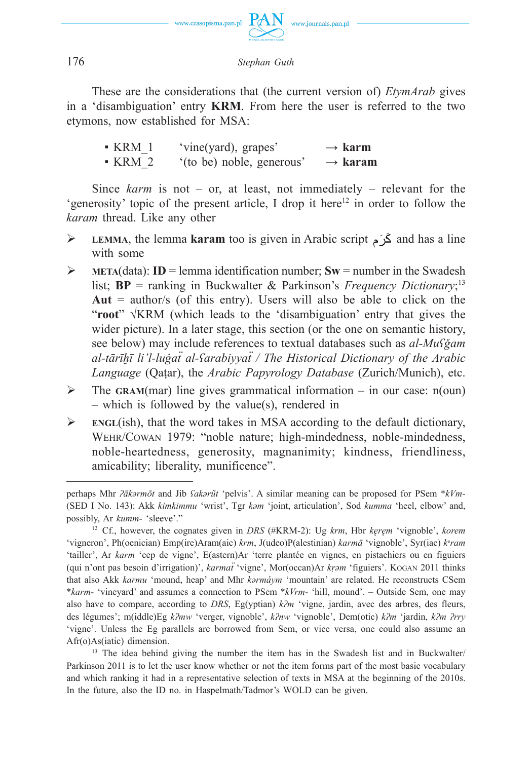These are the considerations that (the current version of) *EtymArab* gives in a 'disambiguation' entry **KRM**. From here the user is referred to the two etymons, now established for MSA:

- KRM_1 'vine(yard), grapes' → **karm**
- KRM_2 '(to be) noble, generous' → **karam**

Since *karm* is not – or, at least, not immediately – relevant for the 'generosity' topic of the present article, I drop it here[12] in order to follow the *karam* thread. Like any other

- LEMMA, the lemma **karam** too is given in Arabic script كَرَم and has a line with some
- META(data): **ID** = lemma identification number; **Sw** = number in the Swadesh list; **BP** = ranking in Buckwalter & Parkinson's *Frequency Dictionary*;[13] **Aut** = author/s (of this entry). Users will also be able to click on the "**root**" √KRM (which leads to the 'disambiguation' entry that gives the wider picture). In a later stage, this section (or the one on semantic history, see below) may include references to textual databases such as *al-Muʕǧam al-tārīḫī li'l-luġat al-ʕarabiyyat / The Historical Dictionary of the Arabic Language* (Qaṭar), the *Arabic Papyrology Database* (Zurich/Munich), etc.
- The GRAM(mar) line gives grammatical information – in our case: n(oun) – which is followed by the value(s), rendered in
- ENGL(ish), that the word takes in MSA according to the default dictionary, WEHR/COWAN 1979: "noble nature; high-mindedness, noble-mindedness, noble-heartedness, generosity, magnanimity; kindness, friendliness, amicability; liberality, munificence".

---

perhaps Mhr *ʔākərmōt* and Jib *ʕakərũt* 'pelvis'. A similar meaning can be proposed for PSem *\*kVm-* (SED I No. 143): Akk *kimkimmu* 'wrist', Tgr *kəm* 'joint, articulation', Sod *kumma* 'heel, elbow' and, possibly, Ar *kumm-* 'sleeve'."

[12] Cf., however, the cognates given in *DRS* (#KRM-2): Ug *krm*, Hbr *kẹrẹm* 'vignoble', *korem* 'vigneron', Ph(oenician) Emp(ire)Aram(aic) *krm*, J(udeo)P(alestinian) *karmā* 'vignoble', Syr(iac) *kᵉram* 'tailler', Ar *karm* 'cep de vigne', E(astern)Ar 'terre plantée en vignes, en pistachiers ou en figuiers (qui n'ont pas besoin d'irrigation)', *karmat* 'vigne', Mor(occan)Ar *kṛəm* 'figuiers'. KOGAN 2011 thinks that also Akk *karmu* 'mound, heap' and Mhr *kərmáym* 'mountain' are related. He reconstructs CSem *\*karm-* 'vineyard' and assumes a connection to PSem *\*kVrm-* 'hill, mound'. – Outside Sem, one may also have to compare, according to *DRS*, Eg(yptian) *kʔm* 'vigne, jardin, avec des arbres, des fleurs, des légumes'; m(iddle)Eg *kʔmw* 'verger, vignoble', *kʔnw* 'vignoble', Dem(otic) *kʔm* 'jardin, *kʔm ʔrry* 'vigne'. Unless the Eg parallels are borrowed from Sem, or vice versa, one could also assume an Afr(o)As(iatic) dimension.

[13] The idea behind giving the number the item has in the Swadesh list and in Buckwalter/Parkinson 2011 is to let the user know whether or not the item forms part of the most basic vocabulary and which ranking it had in a representative selection of texts in MSA at the beginning of the 2010s. In the future, also the ID no. in Haspelmath/Tadmor's WOLD can be given.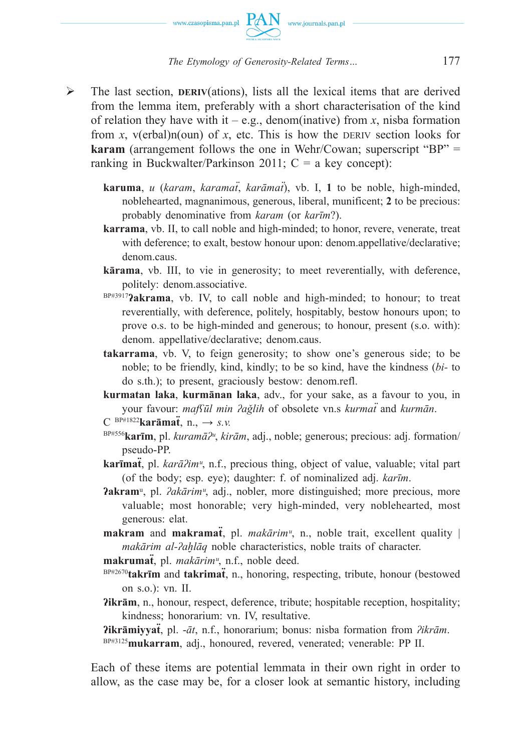- The last section, **DERIV**(ations), lists all the lexical items that are derived from the lemma item, preferably with a short characterisation of the kind of relation they have with it – e.g., denom(inative) from *x*, nisba formation from *x*, v(erbal)n(oun) of *x*, etc. This is how the DERIV section looks for **karam** (arrangement follows the one in Wehr/Cowan; superscript "BP" = ranking in Buckwalter/Parkinson 2011; C = a key concept):

  **karuma**, *u* (*karam*, *karamaẗ*, *karāmaẗ*), vb. I, **1** to be noble, high-minded, noblehearted, magnanimous, generous, liberal, munificent; **2** to be precious: probably denominative from *karam* (or *karīm*?).

  **karrama**, vb. II, to call noble and high-minded; to honor, revere, venerate, treat with deference; to exalt, bestow honour upon: denom.appellative/declarative; denom.caus.

  **kārama**, vb. III, to vie in generosity; to meet reverentially, with deference, politely: denom.associative.

  BP#3917**ʔakrama**, vb. IV, to call noble and high-minded; to honour; to treat reverentially, with deference, politely, hospitably, bestow honours upon; to prove o.s. to be high-minded and generous; to honour, present (s.o. with): denom. appellative/declarative; denom.caus.

  **takarrama**, vb. V, to feign generosity; to show one's generous side; to be noble; to be friendly, kind, kindly; to be so kind, have the kindness (*bi-* to do s.th.); to present, graciously bestow: denom.refl.

  **kurmatan laka**, **kurmānan laka**, adv., for your sake, as a favour to you, in your favour: *mafʕūl min ʔağlih* of obsolete vn.s *kurmaẗ* and *kurmān*.

  C BP#1822**karāmaẗ**, n., → *s.v.*

  BP#556**karīm**, pl. *kuramāʔ*ᵘ, *kirām*, adj., noble; generous; precious: adj. formation/pseudo-PP.

  **karīmaẗ**, pl. *karāʔim*ᵘ, n.f., precious thing, object of value, valuable; vital part (of the body; esp. eye); daughter: f. of nominalized adj. *karīm*.

  **ʔakram**ᵘ, pl. *ʔakārim*ᵘ, adj., nobler, more distinguished; more precious, more valuable; most honorable; very high-minded, very noblehearted, most generous: elat.

  **makram** and **makramaẗ**, pl. *makārim*ᵘ, n., noble trait, excellent quality | *makārim al-ʔaḫlāq* noble characteristics, noble traits of character.

  **makrumaẗ**, pl. *makārim*ᵘ, n.f., noble deed.

  BP#2670**takrīm** and **takrimaẗ**, n., honoring, respecting, tribute, honour (bestowed on s.o.): vn. II.

  **ʔikrām**, n., honour, respect, deference, tribute; hospitable reception, hospitality; kindness; honorarium: vn. IV, resultative.

  **ʔikrāmiyyaẗ**, pl. *-āt*, n.f., honorarium; bonus: nisba formation from *ʔikrām*.

  BP#3125**mukarram**, adj., honoured, revered, venerated; venerable: PP II.

Each of these items are potential lemmata in their own right in order to allow, as the case may be, for a closer look at semantic history, including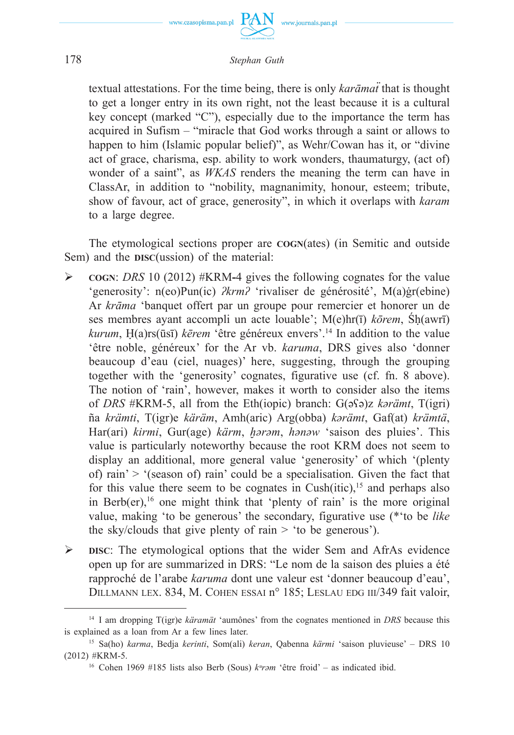textual attestations. For the time being, there is only *karāmaẗ* that is thought to get a longer entry in its own right, not the least because it is a cultural key concept (marked "C"), especially due to the importance the term has acquired in Sufism – "miracle that God works through a saint or allows to happen to him (Islamic popular belief)", as Wehr/Cowan has it, or "divine act of grace, charisma, esp. ability to work wonders, thaumaturgy, (act of) wonder of a saint", as *WKAS* renders the meaning the term can have in ClassAr, in addition to "nobility, magnanimity, honour, esteem; tribute, show of favour, act of grace, generosity", in which it overlaps with *karam* to a large degree.

The etymological sections proper are **cogn**(ates) (in Semitic and outside Sem) and the **disc**(ussion) of the material:

- **cogn**: *DRS* 10 (2012) #KRM-4 gives the following cognates for the value 'generosity': n(eo)Pun(ic) *ʔkrmʔ* 'rivaliser de générosité', M(a)ġr(ebine) Ar *krāma* 'banquet offert par un groupe pour remercier et honorer un de ses membres ayant accompli un acte louable'; M(e)hr(ī) *kōrem*, Śḥ(awrī) *kurum*, Ḥ(a)rs(ūsī) *kērem* 'être généreux envers'.[14] In addition to the value 'être noble, généreux' for the Ar vb. *karuma*, DRS gives also 'donner beaucoup d'eau (ciel, nuages)' here, suggesting, through the grouping together with the 'generosity' cognates, figurative use (cf. fn. 8 above). The notion of 'rain', however, makes it worth to consider also the items of *DRS* #KRM-5, all from the Eth(iopic) branch: G(əʕə)z *kərämt*, T(igri)ña *krämti*, T(igr)e *käräm*, Amh(aric) Arg(obba) *kərämt*, Gaf(at) *krämtä*, Har(ari) *kirmi*, Gur(age) *kärm*, *ḫərəm*, *hənəw* 'saison des pluies'. This value is particularly noteworthy because the root KRM does not seem to display an additional, more general value 'generosity' of which '(plenty of) rain' > '(season of) rain' could be a specialisation. Given the fact that for this value there seem to be cognates in Cush(itic),[15] and perhaps also in Berb(er),[16] one might think that 'plenty of rain' is the more original value, making 'to be generous' the secondary, figurative use (*'to be *like* the sky/clouds that give plenty of rain > 'to be generous').
- **disc**: The etymological options that the wider Sem and AfrAs evidence open up for are summarized in DRS: "Le nom de la saison des pluies a été rapproché de l'arabe *karuma* dont une valeur est 'donner beaucoup d'eau', Dillmann lex. 834, M. Cohen essai n° 185; Leslau edg iii/349 fait valoir,

---

[14] I am dropping T(igr)e *käramät* 'aumônes' from the cognates mentioned in *DRS* because this is explained as a loan from Ar a few lines later.

[15] Sa(ho) *karma*, Bedja *kerinti*, Som(ali) *keran*, Qabenna *kärmi* 'saison pluvieuse' – DRS 10 (2012) #KRM-5.

[16] Cohen 1969 #185 lists also Berb (Sous) *kʷrəm* 'être froid' – as indicated ibid.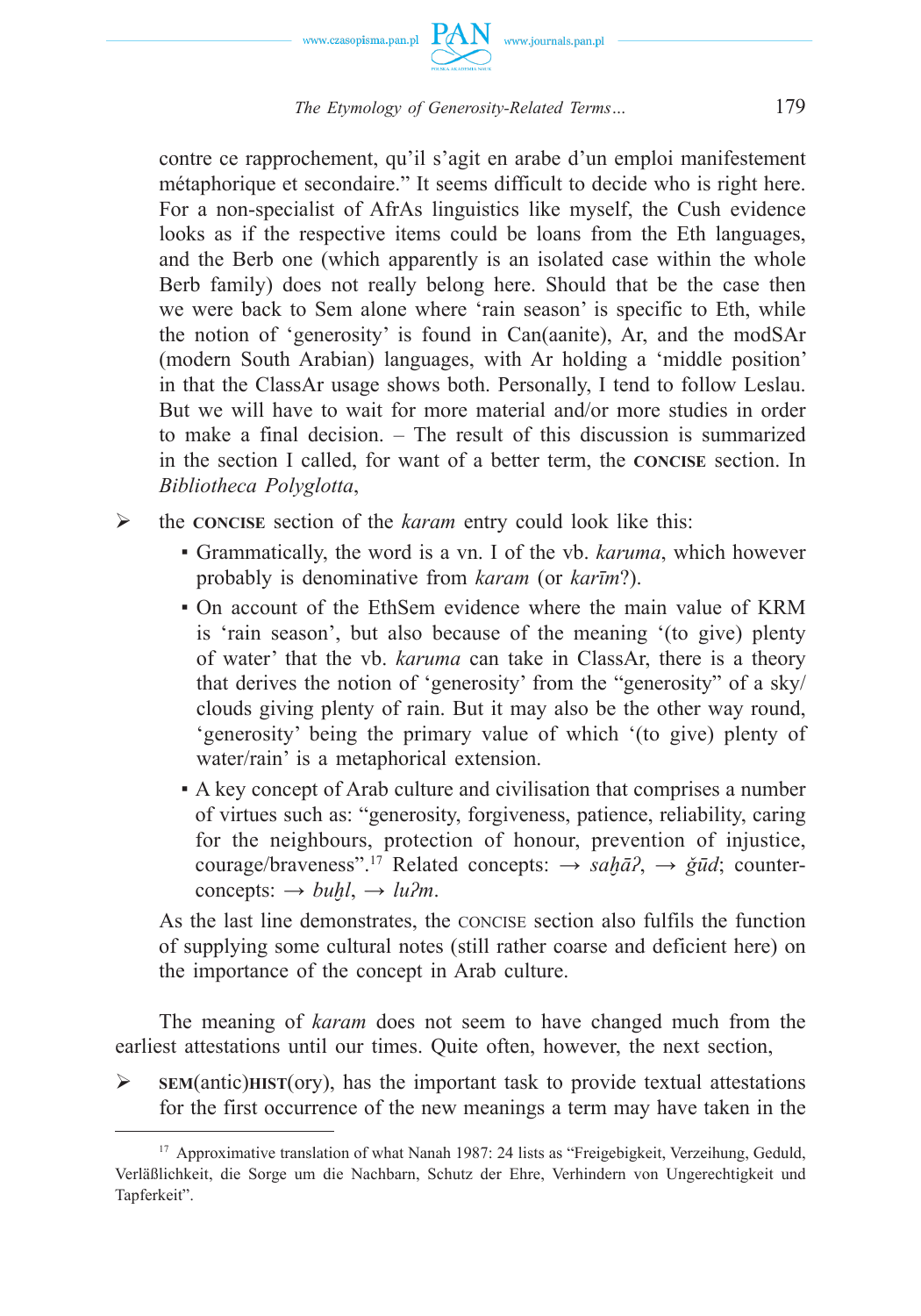contre ce rapprochement, qu'il s'agit en arabe d'un emploi manifestement métaphorique et secondaire." It seems difficult to decide who is right here. For a non-specialist of AfrAs linguistics like myself, the Cush evidence looks as if the respective items could be loans from the Eth languages, and the Berb one (which apparently is an isolated case within the whole Berb family) does not really belong here. Should that be the case then we were back to Sem alone where 'rain season' is specific to Eth, while the notion of 'generosity' is found in Can(aanite), Ar, and the modSAr (modern South Arabian) languages, with Ar holding a 'middle position' in that the ClassAr usage shows both. Personally, I tend to follow Leslau. But we will have to wait for more material and/or more studies in order to make a final decision. – The result of this discussion is summarized in the section I called, for want of a better term, the **CONCISE** section. In *Bibliotheca Polyglotta*,

- the **CONCISE** section of the *karam* entry could look like this:
  - Grammatically, the word is a vn. I of the vb. *karuma*, which however probably is denominative from *karam* (or *karīm*?).
  - On account of the EthSem evidence where the main value of KRM is 'rain season', but also because of the meaning '(to give) plenty of water' that the vb. *karuma* can take in ClassAr, there is a theory that derives the notion of 'generosity' from the "generosity" of a sky/clouds giving plenty of rain. But it may also be the other way round, 'generosity' being the primary value of which '(to give) plenty of water/rain' is a metaphorical extension.
  - A key concept of Arab culture and civilisation that comprises a number of virtues such as: "generosity, forgiveness, patience, reliability, caring for the neighbours, protection of honour, prevention of injustice, courage/braveness".[17] Related concepts: → *saḫāʔ*, → *ǧūd*; counter-concepts: → *buḫl*, → *luʔm*.

  As the last line demonstrates, the CONCISE section also fulfils the function of supplying some cultural notes (still rather coarse and deficient here) on the importance of the concept in Arab culture.

The meaning of *karam* does not seem to have changed much from the earliest attestations until our times. Quite often, however, the next section,

- **SEM**(antic)**HIST**(ory), has the important task to provide textual attestations for the first occurrence of the new meanings a term may have taken in the

---

[17] Approximative translation of what Nanah 1987: 24 lists as "Freigebigkeit, Verzeihung, Geduld, Verläßlichkeit, die Sorge um die Nachbarn, Schutz der Ehre, Verhindern von Ungerechtigkeit und Tapferkeit".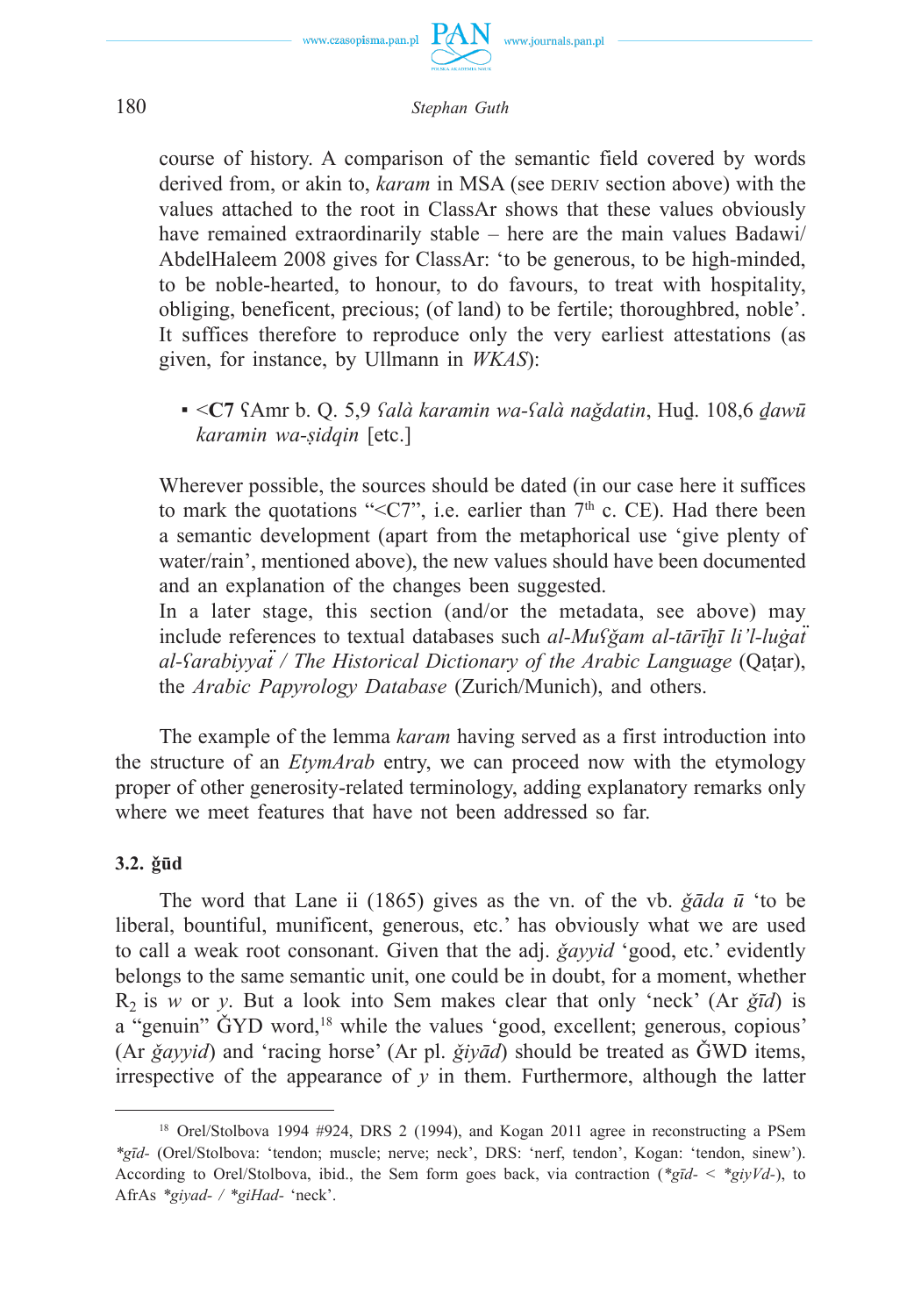course of history. A comparison of the semantic field covered by words derived from, or akin to, *karam* in MSA (see DERIV section above) with the values attached to the root in ClassAr shows that these values obviously have remained extraordinarily stable – here are the main values Badawi/AbdelHaleem 2008 gives for ClassAr: 'to be generous, to be high-minded, to be noble-hearted, to honour, to do favours, to treat with hospitality, obliging, beneficent, precious; (of land) to be fertile; thoroughbred, noble'. It suffices therefore to reproduce only the very earliest attestations (as given, for instance, by Ullmann in *WKAS*):

- <**C7** ʕAmr b. Q. 5,9 *ʕalà karamin wa-ʕalà naǧdatin*, Huḏ. 108,6 *ḏawū karamin wa-ṣidqin* [etc.]

Wherever possible, the sources should be dated (in our case here it suffices to mark the quotations "<C7", i.e. earlier than 7th c. CE). Had there been a semantic development (apart from the metaphorical use 'give plenty of water/rain', mentioned above), the new values should have been documented and an explanation of the changes been suggested.
In a later stage, this section (and/or the metadata, see above) may include references to textual databases such *al-Muʕǧam al-tārīḫī li'l-luġaẗ al-ʕarabiyyaẗ / The Historical Dictionary of the Arabic Language* (Qaṭar), the *Arabic Papyrology Database* (Zurich/Munich), and others.

The example of the lemma *karam* having served as a first introduction into the structure of an *EtymArab* entry, we can proceed now with the etymology proper of other generosity-related terminology, adding explanatory remarks only where we meet features that have not been addressed so far.

### 3.2. ǧūd

The word that Lane ii (1865) gives as the vn. of the vb. *ǧāda ū* 'to be liberal, bountiful, munificent, generous, etc.' has obviously what we are used to call a weak root consonant. Given that the adj. *ǧayyid* 'good, etc.' evidently belongs to the same semantic unit, one could be in doubt, for a moment, whether $R_2$ is *w* or *y*. But a look into Sem makes clear that only 'neck' (Ar *ǧīd*) is a "genuin" ǦYD word,[18] while the values 'good, excellent; generous, copious' (Ar *ǧayyid*) and 'racing horse' (Ar pl. *ǧiyād*) should be treated as ǦWD items, irrespective of the appearance of *y* in them. Furthermore, although the latter

[18] Orel/Stolbova 1994 #924, DRS 2 (1994), and Kogan 2011 agree in reconstructing a PSem *\*gīd-* (Orel/Stolbova: 'tendon; muscle; nerve; neck', DRS: 'nerf, tendon', Kogan: 'tendon, sinew'). According to Orel/Stolbova, ibid., the Sem form goes back, via contraction (*\*gīd-* < *\*giyVd-*), to AfrAs *\*giyad-* / *\*giHad-* 'neck'.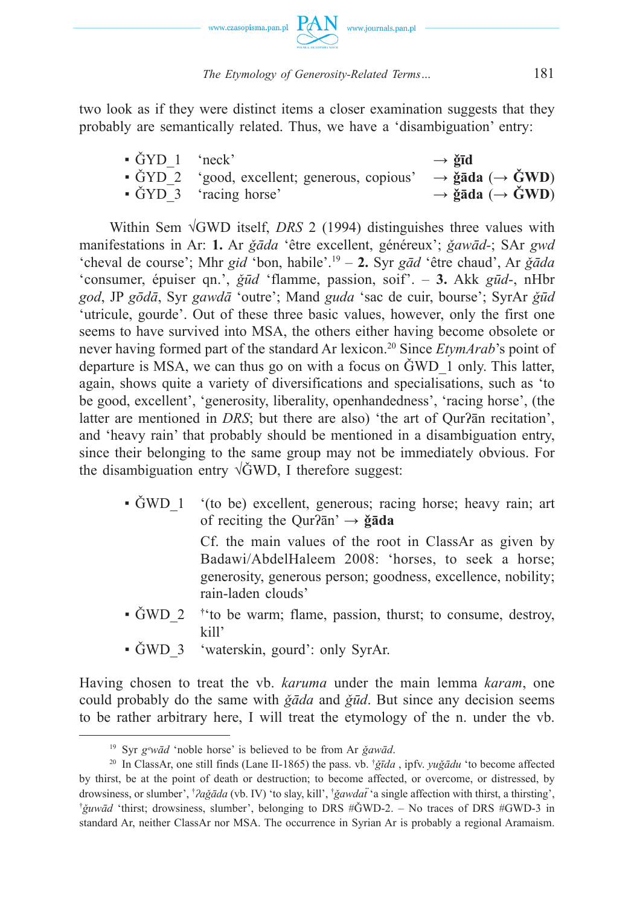two look as if they were distinct items a closer examination suggests that they probably are semantically related. Thus, we have a 'disambiguation' entry:

- ǦYD_1 'neck' → **ǧīd**
- ǦYD_2 'good, excellent; generous, copious' → **ǧāda** (→ **ǦWD**)
- ǦYD_3 'racing horse' → **ǧāda** (→ **ǦWD**)

Within Sem √GWD itself, *DRS* 2 (1994) distinguishes three values with manifestations in Ar: **1.** Ar *ǧāda* 'être excellent, généreux'; *ǧawād-*; SAr *gwd* 'cheval de course'; Mhr *gid* 'bon, habile'.[19] – **2.** Syr *gād* 'être chaud', Ar *ǧāda* 'consumer, épuiser qn.', *ǧūd* 'flamme, passion, soif'. – **3.** Akk *gūd-*, nHbr *god*, JP *gōdā*, Syr *gawdā* 'outre'; Mand *guda* 'sac de cuir, bourse'; SyrAr *ǧūd* 'utricule, gourde'. Out of these three basic values, however, only the first one seems to have survived into MSA, the others either having become obsolete or never having formed part of the standard Ar lexicon.[20] Since *EtymArab*'s point of departure is MSA, we can thus go on with a focus on ǦWD_1 only. This latter, again, shows quite a variety of diversifications and specialisations, such as 'to be good, excellent', 'generosity, liberality, openhandedness', 'racing horse', (the latter are mentioned in *DRS*; but there are also) 'the art of Qurʔān recitation', and 'heavy rain' that probably should be mentioned in a disambiguation entry, since their belonging to the same group may not be immediately obvious. For the disambiguation entry √ǦWD, I therefore suggest:

- ǦWD_1 '(to be) excellent, generous; racing horse; heavy rain; art of reciting the Qurʔān' → **ǧāda**

  Cf. the main values of the root in ClassAr as given by Badawi/AbdelHaleem 2008: 'horses, to seek a horse; generosity, generous person; goodness, excellence, nobility; rain-laden clouds'
- ǦWD_2 †'to be warm; flame, passion, thurst; to consume, destroy, kill'
- ǦWD_3 'waterskin, gourd': only SyrAr.

Having chosen to treat the vb. *karuma* under the main lemma *karam*, one could probably do the same with *ǧāda* and *ǧūd*. But since any decision seems to be rather arbitrary here, I will treat the etymology of the n. under the vb.

---

[19] Syr *gᵉwād* 'noble horse' is believed to be from Ar *ǧawād*.

[20] In ClassAr, one still finds (Lane II-1865) the pass. vb. †*ǧīda* , ipfv. *yuǧādu* 'to become affected by thirst, be at the point of death or destruction; to become affected, or overcome, or distressed, by drowsiness, or slumber', †*ʔaǧāda* (vb. IV) 'to slay, kill', †*ǧawdaẗ* 'a single affection with thirst, a thirsting', †*ǧuwād* 'thirst; drowsiness, slumber', belonging to DRS #ǦWD-2. – No traces of DRS #GWD-3 in standard Ar, neither ClassAr nor MSA. The occurrence in Syrian Ar is probably a regional Aramaism.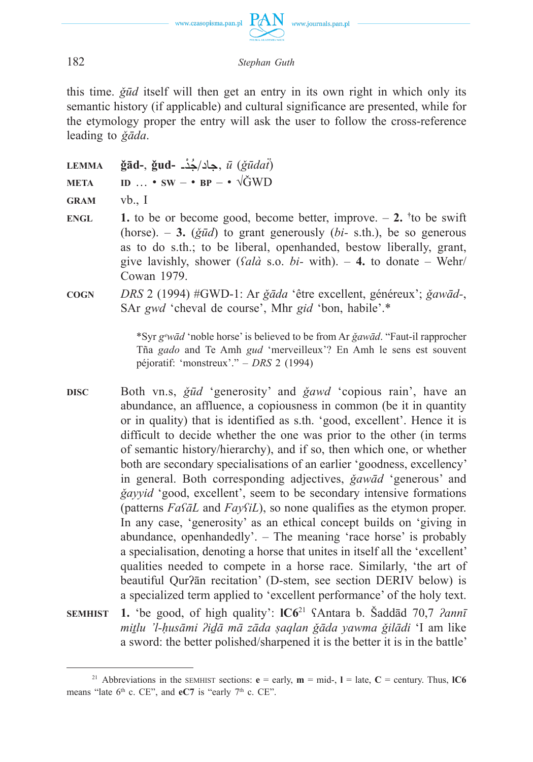this time. *ǧūd* itself will then get an entry in its own right in which only its semantic history (if applicable) and cultural significance are presented, while for the etymology proper the entry will ask the user to follow the cross-reference leading to *ǧāda*.

**LEMMA** **ǧād-, ǧud-** جاد/جُدْـ, *ū* (*ǧūdat*)

**META** **ID** … • **SW** – • **BP** – • √ǦWD

**GRAM** vb., I

**ENGL** **1.** to be or become good, become better, improve. – **2.** †to be swift (horse). – **3.** (*ǧūd*) to grant generously (*bi-* s.th.), be so generous as to do s.th.; to be liberal, openhanded, bestow liberally, grant, give lavishly, shower (*ʕalà* s.o. *bi-* with). – **4.** to donate – Wehr/Cowan 1979.

**COGN** *DRS* 2 (1994) #GWD-1: Ar *ǧāda* 'être excellent, généreux'; *ǧawād-*, SAr *gwd* 'cheval de course', Mhr *gid* 'bon, habile'.*

> *Syr *gᵉwād* 'noble horse' is believed to be from Ar *ǧawād*. "Faut-il rapprocher Tña *gado* and Te Amh *gud* 'merveilleux'? En Amh le sens est souvent péjoratif: 'monstreux'." – *DRS* 2 (1994)

**DISC** Both vn.s, *ǧūd* 'generosity' and *ǧawd* 'copious rain', have an abundance, an affluence, a copiousness in common (be it in quantity or in quality) that is identified as s.th. 'good, excellent'. Hence it is difficult to decide whether the one was prior to the other (in terms of semantic history/hierarchy), and if so, then which one, or whether both are secondary specialisations of an earlier 'goodness, excellency' in general. Both corresponding adjectives, *ǧawād* 'generous' and *ǧayyid* 'good, excellent', seem to be secondary intensive formations (patterns *FaʕāL* and *FayʕiL*), so none qualifies as the etymon proper. In any case, 'generosity' as an ethical concept builds on 'giving in abundance, openhandedly'. – The meaning 'race horse' is probably a specialisation, denoting a horse that unites in itself all the 'excellent' qualities needed to compete in a horse race. Similarly, 'the art of beautiful Qurʔān recitation' (D-stem, see section DERIV below) is a specialized term applied to 'excellent performance' of the holy text.

**SEMHIST** **1.** 'be good, of high quality': **lC6**[21] ʕAntara b. Šaddād 70,7 *ʔannī miṯlu 'l-ḥusāmi ʔiḏā mā zāda ṣaqlan ǧāda yawma ǧilādi* 'I am like a sword: the better polished/sharpened it is the better it is in the battle'

[21] Abbreviations in the SEMHIST sections: **e** = early, **m** = mid-, **l** = late, **C** = century. Thus, **lC6** means "late 6th c. CE", and **eC7** is "early 7th c. CE".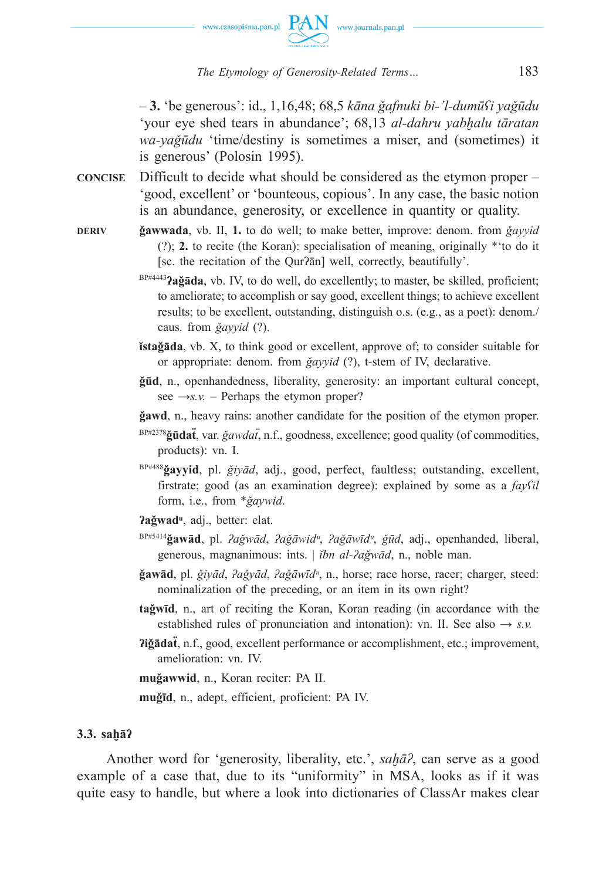– **3.** 'be generous': id., 1,16,48; 68,5 *kāna ğafnuki bi-'l-dumūʕi yağūdu* 'your eye shed tears in abundance'; 68,13 *al-dahru yabḫalu tāratan wa-yağūdu* 'time/destiny is sometimes a miser, and (sometimes) it is generous' (Polosin 1995).

**CONCISE** Difficult to decide what should be considered as the etymon proper – 'good, excellent' or 'bounteous, copious'. In any case, the basic notion is an abundance, generosity, or excellence in quantity or quality.

**DERIV** **ğawwada**, vb. II, **1.** to do well; to make better, improve: denom. from *ğayyid* (?); **2.** to recite (the Koran): specialisation of meaning, originally *'to do it [sc. the recitation of the Qurʔān] well, correctly, beautifully'.

BP#4443 **ʔağāda**, vb. IV, to do well, do excellently; to master, be skilled, proficient; to ameliorate; to accomplish or say good, excellent things; to achieve excellent results; to be excellent, outstanding, distinguish o.s. (e.g., as a poet): denom./caus. from *ğayyid* (?).

**istağāda**, vb. X, to think good or excellent, approve of; to consider suitable for or appropriate: denom. from *ğayyid* (?), t-stem of IV, declarative.

**ğūd**, n., openhandedness, liberality, generosity: an important cultural concept, see →*s.v.* – Perhaps the etymon proper?

**ğawd**, n., heavy rains: another candidate for the position of the etymon proper.

BP#2378 **ğūdaẗ**, var. *ğawdaẗ*, n.f., goodness, excellence; good quality (of commodities, products): vn. I.

BP#488 **ğayyid**, pl. *ğiyād*, adj., good, perfect, faultless; outstanding, excellent, firstrate; good (as an examination degree): explained by some as a *fayʕil* form, i.e., from *\*ğaywid*.

**ʔağwad**ᵘ, adj., better: elat.

BP#5414 **ğawād**, pl. *ʔağwād*, *ʔağāwid*ᵘ, *ʔağāwīd*ᵘ, *ğūd*, adj., openhanded, liberal, generous, magnanimous: ints. | *ibn al-ʔağwād*, n., noble man.

**ğawād**, pl. *ğiyād*, *ʔağyād*, *ʔağāwīd*ᵘ, n., horse; race horse, racer; charger, steed: nominalization of the preceding, or an item in its own right?

**tağwīd**, n., art of reciting the Koran, Koran reading (in accordance with the established rules of pronunciation and intonation): vn. II. See also → *s.v.*

**ʔiğādaẗ**, n.f., good, excellent performance or accomplishment, etc.; improvement, amelioration: vn. IV.

**muğawwid**, n., Koran reciter: PA II.

**muğīd**, n., adept, efficient, proficient: PA IV.

### 3.3. saḫāʔ

Another word for 'generosity, liberality, etc.', *saḫāʔ*, can serve as a good example of a case that, due to its "uniformity" in MSA, looks as if it was quite easy to handle, but where a look into dictionaries of ClassAr makes clear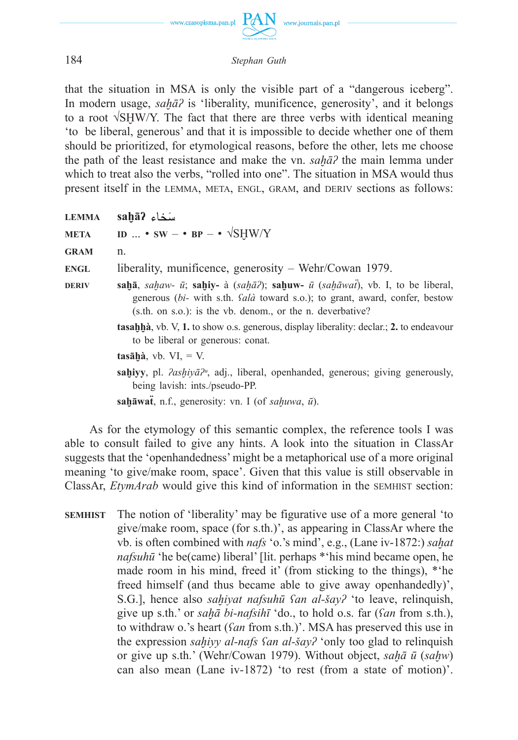that the situation in MSA is only the visible part of a "dangerous iceberg". In modern usage, *saḫāʔ* is 'liberality, munificence, generosity', and it belongs to a root √SḪW/Y. The fact that there are three verbs with identical meaning 'to be liberal, generous' and that it is impossible to decide whether one of them should be prioritized, for etymological reasons, before the other, lets me choose the path of the least resistance and make the vn. *saḫāʔ* the main lemma under which to treat also the verbs, "rolled into one". The situation in MSA would thus present itself in the LEMMA, META, ENGL, GRAM, and DERIV sections as follows:

**LEMMA** **saḫāʔ** سَخاء

**META** **ID** ... • **SW** – • **BP** – • √SḪW/Y

**GRAM** n.

**ENGL** liberality, munificence, generosity – Wehr/Cowan 1979.

**DERIV** **saḫā**, *saḫaw- ū*; **saḫiy-** à (*saḫāʔ*); **saḫuw-** *ū* (*saḫāwaẗ*), vb. I, to be liberal, generous (*bi-* with s.th. *ʕalà* toward s.o.); to grant, award, confer, bestow (s.th. on s.o.): is the vb. denom., or the n. deverbative?

**tasaḫḫà**, vb. V, **1.** to show o.s. generous, display liberality: declar.; **2.** to endeavour to be liberal or generous: conat.

**tasāḫà**, vb. VI, = V.

**saḫiyy**, pl. *ʔasḫiyāʔ*[u], adj., liberal, openhanded, generous; giving generously, being lavish: ints./pseudo-PP.

**saḫāwaẗ**, n.f., generosity: vn. I (of *saḫuwa*, *ū*).

As for the etymology of this semantic complex, the reference tools I was able to consult failed to give any hints. A look into the situation in ClassAr suggests that the 'openhandedness' might be a metaphorical use of a more original meaning 'to give/make room, space'. Given that this value is still observable in ClassAr, *EtymArab* would give this kind of information in the SEMHIST section:

**SEMHIST** The notion of 'liberality' may be figurative use of a more general 'to give/make room, space (for s.th.)', as appearing in ClassAr where the vb. is often combined with *nafs* 'o.'s mind', e.g., (Lane iv-1872:) *saḫat nafsuhū* 'he be(came) liberal' [lit. perhaps *'his mind became open, he made room in his mind, freed it' (from sticking to the things), *'he freed himself (and thus became able to give away openhandedly)', S.G.], hence also *saḫiyat nafsuhū ʕan al-šayʔ* 'to leave, relinquish, give up s.th.' or *saḫā bi-nafsihī* 'do., to hold o.s. far (*ʕan* from s.th.), to withdraw o.'s heart (*ʕan* from s.th.)'. MSA has preserved this use in the expression *saḫiyy al-nafs ʕan al-šayʔ* 'only too glad to relinquish or give up s.th.' (Wehr/Cowan 1979). Without object, *saḫā ū* (*saḫw*) can also mean (Lane iv-1872) 'to rest (from a state of motion)'.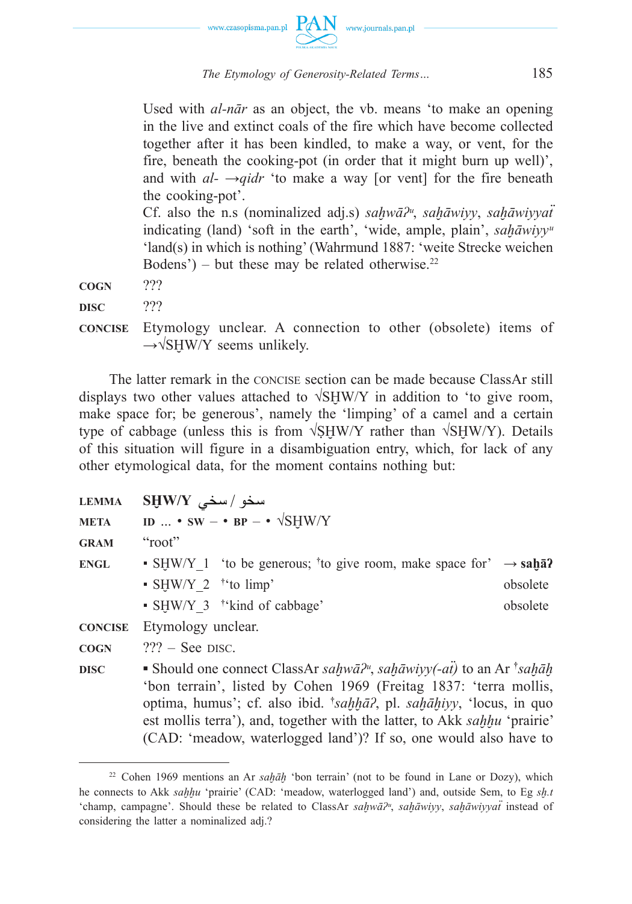Used with *al-nār* as an object, the vb. means 'to make an opening in the live and extinct coals of the fire which have become collected together after it has been kindled, to make a way, or vent, for the fire, beneath the cooking-pot (in order that it might burn up well)', and with *al-* →*qidr* 'to make a way [or vent] for the fire beneath the cooking-pot'.

Cf. also the n.s (nominalized adj.s) *saḫwāʔ^u^*, *saḫāwiyy*, *saḫāwiyyaẗ* indicating (land) 'soft in the earth', 'wide, ample, plain', *saḫāwiyy^u^* 'land(s) in which is nothing' (Wahrmund 1887: 'weite Strecke weichen Bodens') – but these may be related otherwise.[22]

**COGN** ???

**DISC** ???

**CONCISE** Etymology unclear. A connection to other (obsolete) items of →√SḪW/Y seems unlikely.

The latter remark in the CONCISE section can be made because ClassAr still displays two other values attached to √SḪW/Y in addition to 'to give room, make space for; be generous', namely the 'limping' of a camel and a certain type of cabbage (unless this is from √ṢḪW/Y rather than √SḪW/Y). Details of this situation will figure in a disambiguation entry, which, for lack of any other etymological data, for the moment contains nothing but:

**LEMMA** **SḪW/Y** سخو / سخي

**META** **ID** ... • **SW** – • **BP** – • √SḪW/Y

**GRAM** "root"

**ENGL**
- SḪW/Y_1 'to be generous; †to give room, make space for' → **saḫāʔ**
- SḪW/Y_2 †'to limp' obsolete
- SḪW/Y_3 †'kind of cabbage' obsolete

**CONCISE** Etymology unclear.

**COGN** ??? – See DISC.

**DISC** ▪ Should one connect ClassAr *saḫwāʔ^u^*, *saḫāwiyy(-aẗ)* to an Ar †*saḫāḫ* 'bon terrain', listed by Cohen 1969 (Freitag 1837: 'terra mollis, optima, humus'; cf. also ibid. †*saḫḫāʔ*, pl. *saḫāḫiyy*, 'locus, in quo est mollis terra'), and, together with the latter, to Akk *saḫḫu* 'prairie' (CAD: 'meadow, waterlogged land')? If so, one would also have to

[22] Cohen 1969 mentions an Ar *saḫāḫ* 'bon terrain' (not to be found in Lane or Dozy), which he connects to Akk *saḫḫu* 'prairie' (CAD: 'meadow, waterlogged land') and, outside Sem, to Eg *sḫ.t* 'champ, campagne'. Should these be related to ClassAr *saḫwāʔ^u^*, *saḫāwiyy*, *saḫāwiyyaẗ* instead of considering the latter a nominalized adj.?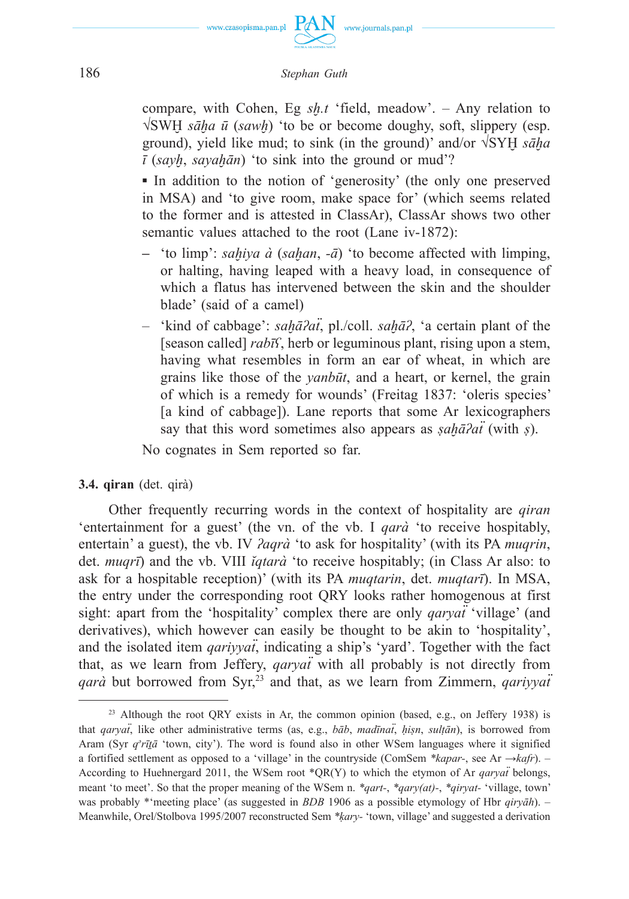compare, with Cohen, Eg *sḫ.t* ‘field, meadow’. – Any relation to √SWḪ *sāḫa ū* (*sawḫ*) ‘to be or become doughy, soft, slippery (esp. ground), yield like mud; to sink (in the ground)’ and/or √SYḪ *sāḫa ī* (*sayḫ*, *sayaḫān*) ‘to sink into the ground or mud’?

▪ In addition to the notion of ‘generosity’ (the only one preserved in MSA) and ‘to give room, make space for’ (which seems related to the former and is attested in ClassAr), ClassAr shows two other semantic values attached to the root (Lane iv-1872):

– ‘to limp’: *saḫiya à* (*saḫan*, *-ā*) ‘to become affected with limping, or halting, having leaped with a heavy load, in consequence of which a flatus has intervened between the skin and the shoulder blade’ (said of a camel)
– ‘kind of cabbage’: *saḫāʔaẗ*, pl./coll. *saḫāʔ*, ‘a certain plant of the [season called] *rabīʕ*, herb or leguminous plant, rising upon a stem, having what resembles in form an ear of wheat, in which are grains like those of the *yanbūt*, and a heart, or kernel, the grain of which is a remedy for wounds’ (Freitag 1837: ‘oleris species’ [a kind of cabbage]). Lane reports that some Ar lexicographers say that this word sometimes also appears as *ṣaḫāʔaẗ* (with *ṣ*).

No cognates in Sem reported so far.

**3.4. qiran** (det. qirà)

Other frequently recurring words in the context of hospitality are *qiran* ‘entertainment for a guest’ (the vn. of the vb. I *qarà* ‘to receive hospitably, entertain’ a guest), the vb. IV *ʔaqrà* ‘to ask for hospitality’ (with its PA *muqrin*, det. *muqrī*) and the vb. VIII *ĭqtarà* ‘to receive hospitably; (in Class Ar also: to ask for a hospitable reception)’ (with its PA *muqtarin*, det. *muqtarī*). In MSA, the entry under the corresponding root QRY looks rather homogenous at first sight: apart from the ‘hospitality’ complex there are only *qaryaẗ* ‘village’ (and derivatives), which however can easily be thought to be akin to ‘hospitality’, and the isolated item *qariyyaẗ*, indicating a ship’s ‘yard’. Together with the fact that, as we learn from Jeffery, *qaryaẗ* with all probably is not directly from *qarà* but borrowed from Syr,[23] and that, as we learn from Zimmern, *qariyyaẗ*

[23] Although the root QRY exists in Ar, the common opinion (based, e.g., on Jeffery 1938) is that *qaryaẗ*, like other administrative terms (as, e.g., *bāb*, *madīnaẗ*, *ḥiṣn*, *sulṭān*), is borrowed from Aram (Syr *qᵊrīṯā* ‘town, city’). The word is found also in other WSem languages where it signified a fortified settlement as opposed to a ‘village’ in the countryside (ComSem *\*kapar-*, see Ar →*kafr*). – According to Huehnergard 2011, the WSem root \*QR(Y) to which the etymon of Ar *qaryaẗ* belongs, meant ‘to meet’. So that the proper meaning of the WSem n. *\*qart-*, *\*qary(at)-*, *\*qiryat-* ‘village, town’ was probably \*‘meeting place’ (as suggested in *BDB* 1906 as a possible etymology of Hbr *qiryāh*). – Meanwhile, Orel/Stolbova 1995/2007 reconstructed Sem *\*ḳary-* ‘town, village’ and suggested a derivation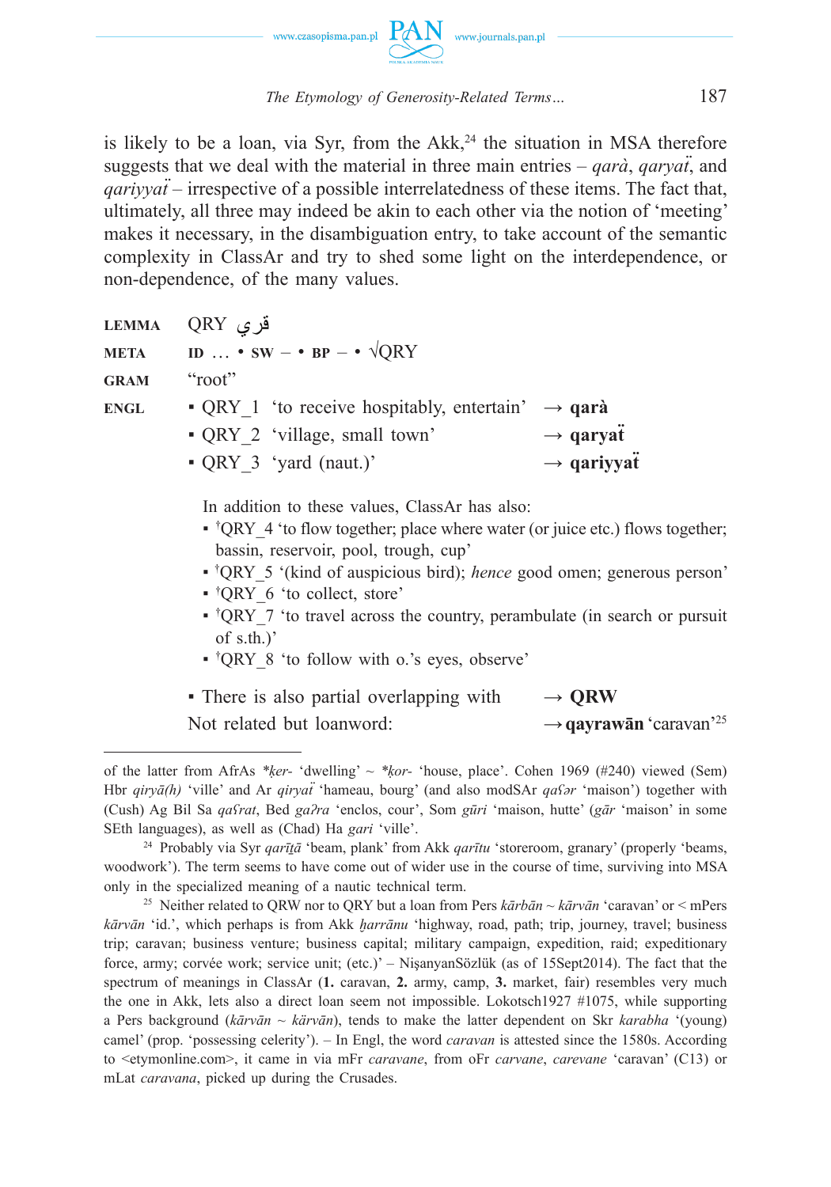is likely to be a loan, via Syr, from the Akk,[24] the situation in MSA therefore suggests that we deal with the material in three main entries – *qarà*, *qaryaẗ*, and *qariyyaẗ* – irrespective of a possible interrelatedness of these items. The fact that, ultimately, all three may indeed be akin to each other via the notion of 'meeting' makes it necessary, in the disambiguation entry, to take account of the semantic complexity in ClassAr and try to shed some light on the interdependence, or non-dependence, of the many values.

| | | |
|---|---|---|
| **LEMMA** | QRY قري | |
| **META** | **ID** … • **SW** – • **BP** – • √QRY | |
| **GRAM** | "root" | |
| **ENGL** | ▪ QRY_1 'to receive hospitably, entertain' | → **qarà** |
| | ▪ QRY_2 'village, small town' | → **qaryaẗ** |
| | ▪ QRY_3 'yard (naut.)' | → **qariyyaẗ** |

In addition to these values, ClassAr has also:

- †QRY_4 'to flow together; place where water (or juice etc.) flows together; bassin, reservoir, pool, trough, cup'
- †QRY_5 '(kind of auspicious bird); *hence* good omen; generous person'
- †QRY_6 'to collect, store'
- †QRY_7 'to travel across the country, perambulate (in search or pursuit of s.th.)'
- †QRY_8 'to follow with o.'s eyes, observe'

▪ There is also partial overlapping with → **QRW**

Not related but loanword: → **qayrawān** 'caravan'[25]

---

of the latter from AfrAs *\*ḳer-* 'dwelling' ~ *\*ḳor-* 'house, place'. Cohen 1969 (#240) viewed (Sem) Hbr *qiryā(h)* 'ville' and Ar *qiryaẗ* 'hameau, bourg' (and also modSAr *qaʕər* 'maison') together with (Cush) Ag Bil Sa *qaʕrat*, Bed *gaʔra* 'enclos, cour', Som *gūri* 'maison, hutte' (*gār* 'maison' in some SEth languages), as well as (Chad) Ha *gari* 'ville'.

[24] Probably via Syr *qariṯā* 'beam, plank' from Akk *qarītu* 'storeroom, granary' (properly 'beams, woodwork'). The term seems to have come out of wider use in the course of time, surviving into MSA only in the specialized meaning of a nautic technical term.

[25] Neither related to QRW nor to QRY but a loan from Pers *kārbān* ~ *kārvān* 'caravan' or < mPers *kārvān* 'id.', which perhaps is from Akk *ḫarrānu* 'highway, road, path; trip, journey, travel; business trip; caravan; business venture; business capital; military campaign, expedition, raid; expeditionary force, army; corvée work; service unit; (etc.)' – NişanyanSözlük (as of 15Sept2014). The fact that the spectrum of meanings in ClassAr (**1.** caravan, **2.** army, camp, **3.** market, fair) resembles very much the one in Akk, lets also a direct loan seem not impossible. Lokotsch1927 #1075, while supporting a Pers background (*kārvān* ~ *kärvän*), tends to make the latter dependent on Skr *karabha* '(young) camel' (prop. 'possessing celerity'). – In Engl, the word *caravan* is attested since the 1580s. According to <etymonline.com>, it came in via mFr *caravane*, from oFr *carvane*, *carevane* 'caravan' (C13) or mLat *caravana*, picked up during the Crusades.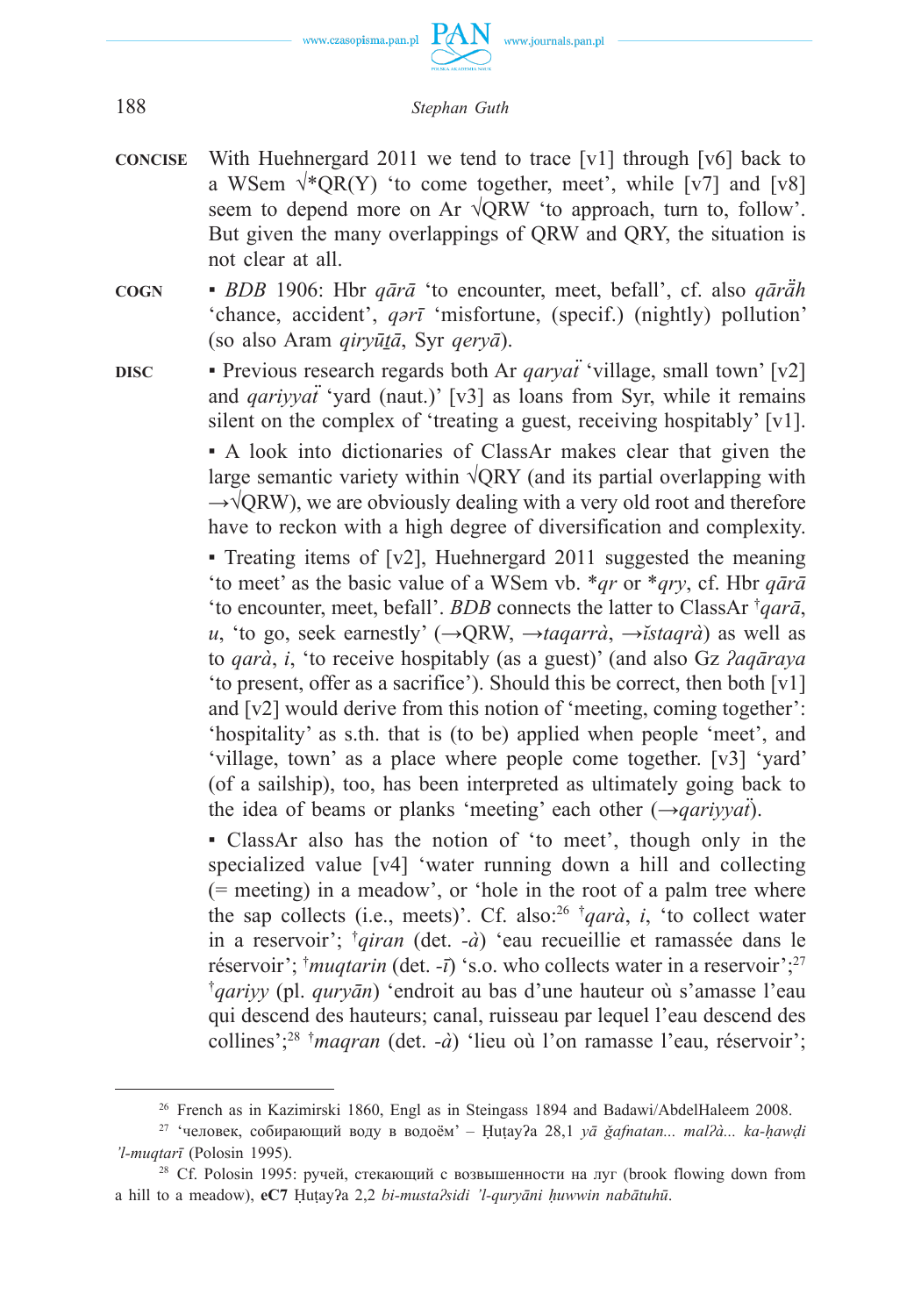**CONCISE** With Huehnergard 2011 we tend to trace [v1] through [v6] back to a WSem √*QR(Y) 'to come together, meet', while [v7] and [v8] seem to depend more on Ar √QRW 'to approach, turn to, follow'. But given the many overlappings of QRW and QRY, the situation is not clear at all.

**COGN** ▪ *BDB* 1906: Hbr *qārā* 'to encounter, meet, befall', cf. also *qārä̈h* 'chance, accident', *qərī* 'misfortune, (specif.) (nightly) pollution' (so also Aram *qiryūṯā*, Syr *qeryā*).

**DISC** ▪ Previous research regards both Ar *qaryaẗ* 'village, small town' [v2] and *qariyyaẗ* 'yard (naut.)' [v3] as loans from Syr, while it remains silent on the complex of 'treating a guest, receiving hospitably' [v1].

▪ A look into dictionaries of ClassAr makes clear that given the large semantic variety within √QRY (and its partial overlapping with →√QRW), we are obviously dealing with a very old root and therefore have to reckon with a high degree of diversification and complexity.

▪ Treating items of [v2], Huehnergard 2011 suggested the meaning 'to meet' as the basic value of a WSem vb. **qr* or **qry*, cf. Hbr *qārā* 'to encounter, meet, befall'. *BDB* connects the latter to ClassAr †*qarā*, *u*, 'to go, seek earnestly' (→QRW, →*taqarrà*, →*ĭstaqrà*) as well as to *qarà*, *i*, 'to receive hospitably (as a guest)' (and also Gz *ʔaqāraya* 'to present, offer as a sacrifice'). Should this be correct, then both [v1] and [v2] would derive from this notion of 'meeting, coming together': 'hospitality' as s.th. that is (to be) applied when people 'meet', and 'village, town' as a place where people come together. [v3] 'yard' (of a sailship), too, has been interpreted as ultimately going back to the idea of beams or planks 'meeting' each other (→*qariyyaẗ*).

▪ ClassAr also has the notion of 'to meet', though only in the specialized value [v4] 'water running down a hill and collecting (= meeting) in a meadow', or 'hole in the root of a palm tree where the sap collects (i.e., meets)'. Cf. also:[26] †*qarà*, *i*, 'to collect water in a reservoir'; †*qiran* (det. *-à*) 'eau recueillie et ramassée dans le réservoir'; †*muqtarin* (det. *-ī*) 's.o. who collects water in a reservoir';[27] †*qariyy* (pl. *quryān*) 'endroit au bas d'une hauteur où s'amasse l'eau qui descend des hauteurs; canal, ruisseau par lequel l'eau descend des collines';[28] †*maqran* (det. *-à*) 'lieu où l'on ramasse l'eau, réservoir';

---

[26] French as in Kazimirski 1860, Engl as in Steingass 1894 and Badawi/AbdelHaleem 2008.

[27] 'человек, собирающий воду в водоём' – Ḥuṭayʔa 28,1 *yā ǧafnatan... malʔà... ka-ḥawḍi ʼl-muqtarī* (Polosin 1995).

[28] Cf. Polosin 1995: ручей, стекающий с возвышенности на луг (brook flowing down from a hill to a meadow), **eC7** Ḥuṭayʔa 2,2 *bi-mustaʔsidi ʼl-quryāni ḥuwwin nabātuhū*.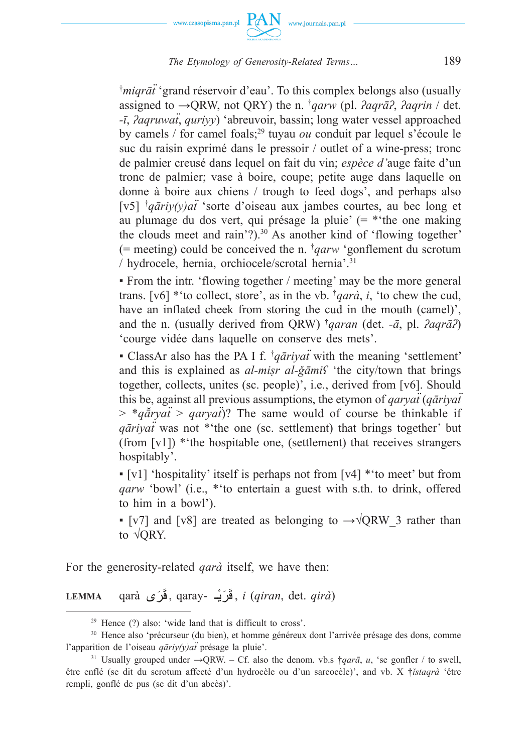†*miqrāẗ* 'grand réservoir d'eau'. To this complex belongs also (usually assigned to →QRW, not QRY) the n. †*qarw* (pl. *ʔaqrāʔ*, *ʔaqrin* / det. *-ī*, *ʔaqruwaẗ*, *quriyy*) 'abreuvoir, bassin; long water vessel approached by camels / for camel foals;[29] tuyau *ou* conduit par lequel s'écoule le suc du raisin exprimé dans le pressoir / outlet of a wine-press; tronc de palmier creusé dans lequel on fait du vin; *espèce d'*auge faite d'un tronc de palmier; vase à boire, coupe; petite auge dans laquelle on donne à boire aux chiens / trough to feed dogs', and perhaps also [v5] †*qāriy(y)aẗ* 'sorte d'oiseau aux jambes courtes, au bec long et au plumage du dos vert, qui présage la pluie' (= *'the one making the clouds meet and rain'?).[30] As another kind of 'flowing together' (= meeting) could be conceived the n. †*qarw* 'gonflement du scrotum / hydrocele, hernia, orchiocele/scrotal hernia'.[31]

▪ From the intr. 'flowing together / meeting' may be the more general trans. [v6] *'to collect, store', as in the vb. †*qarà*, *i*, 'to chew the cud, have an inflated cheek from storing the cud in the mouth (camel)', and the n. (usually derived from QRW) †*qaran* (det. *-ā*, pl. *ʔaqrāʔ*) 'courge vidée dans laquelle on conserve des mets'.

▪ ClassAr also has the PA I f. †*qāriyaẗ* with the meaning 'settlement' and this is explained as *al-miṣr al-ǧāmiʕ* 'the city/town that brings together, collects, unites (sc. people)', i.e., derived from [v6]. Should this be, against all previous assumptions, the etymon of *qaryaẗ* (*qāriyaẗ* > *\*qăryaẗ* > *qaryaẗ*)? The same would of course be thinkable if *qāriyaẗ* was not *'the one (sc. settlement) that brings together' but (from [v1]) *'the hospitable one, (settlement) that receives strangers hospitably'.

▪ [v1] 'hospitality' itself is perhaps not from [v4] *'to meet' but from *qarw* 'bowl' (i.e., *'to entertain a guest with s.th. to drink, offered to him in a bowl').

▪ [v7] and [v8] are treated as belonging to →√QRW_3 rather than to √QRY.

For the generosity-related *qarà* itself, we have then:

**LEMMA** qarà قَرَى, qaray- قَرَيـْ, *i* (*qiran*, det. *qirà*)

---

[29] Hence (?) also: 'wide land that is difficult to cross'.

[30] Hence also 'précurseur (du bien), et homme généreux dont l'arrivée présage des dons, comme l'apparition de l'oiseau *qāriy(y)aẗ* présage la pluie'.

[31] Usually grouped under →QRW. – Cf. also the denom. vb.s †*qarā*, *u*, 'se gonfler / to swell, être enflé (se dit du scrotum affecté d'un hydrocèle ou d'un sarcocèle)', and vb. X †*istaqrà* 'être rempli, gonflé de pus (se dit d'un abcès)'.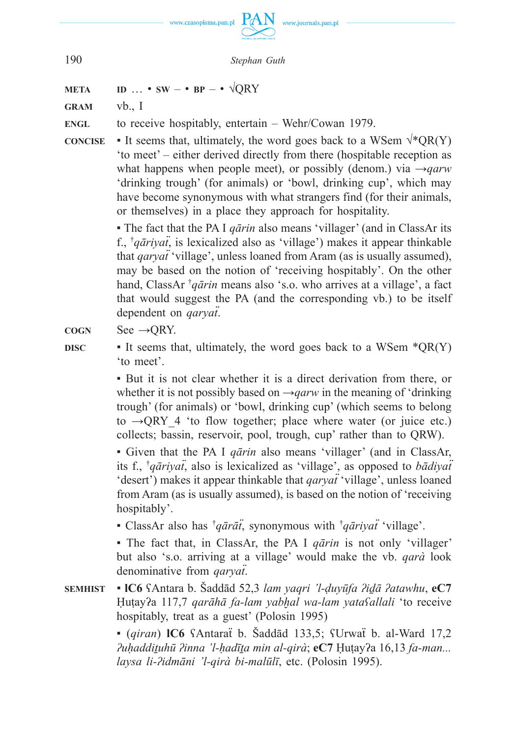**META** **ID** … • **SW** – • **BP** – • √QRY

**GRAM** vb., I

**ENGL** to receive hospitably, entertain – Wehr/Cowan 1979.

**CONCISE** ▪ It seems that, ultimately, the word goes back to a WSem √*QR(Y) ‘to meet’ – either derived directly from there (hospitable reception as what happens when people meet), or possibly (denom.) via →*qarw* ‘drinking trough’ (for animals) or ‘bowl, drinking cup’, which may have become synonymous with what strangers find (for their animals, or themselves) in a place they approach for hospitality.

▪ The fact that the PA I *qārin* also means ‘villager’ (and in ClassAr its f., †*qāriyaẗ*, is lexicalized also as ‘village’) makes it appear thinkable that *qaryaẗ* ‘village’, unless loaned from Aram (as is usually assumed), may be based on the notion of ‘receiving hospitably’. On the other hand, ClassAr †*qārin* means also ‘s.o. who arrives at a village’, a fact that would suggest the PA (and the corresponding vb.) to be itself dependent on *qaryaẗ*.

**COGN** See →QRY.

**DISC** ▪ It seems that, ultimately, the word goes back to a WSem *QR(Y) ‘to meet’.

▪ But it is not clear whether it is a direct derivation from there, or whether it is not possibly based on →*qarw* in the meaning of ‘drinking trough’ (for animals) or ‘bowl, drinking cup’ (which seems to belong to →QRY_4 ‘to flow together; place where water (or juice etc.) collects; bassin, reservoir, pool, trough, cup’ rather than to QRW).

▪ Given that the PA I *qārin* also means ‘villager’ (and in ClassAr, its f., †*qāriyaẗ*, also is lexicalized as ‘village’, as opposed to *bādiyaẗ* ‘desert’) makes it appear thinkable that *qaryaẗ* ‘village’, unless loaned from Aram (as is usually assumed), is based on the notion of ‘receiving hospitably’.

▪ ClassAr also has †*qārāẗ*, synonymous with †*qāriyaẗ* ‘village’.

▪ The fact that, in ClassAr, the PA I *qārin* is not only ‘villager’ but also ‘s.o. arriving at a village’ would make the vb. *qarà* look denominative from *qaryaẗ*.

**SEMHIST** ▪ **lC6** ʕAntara b. Šaddād 52,3 *lam yaqri ’l-ḍuyūfa ʔiḏā ʔatawhu*, **eC7** Ḥuṭayʔa 117,7 *qarāhā fa-lam yabḫal wa-lam yataʕallali* ‘to receive hospitably, treat as a guest’ (Polosin 1995)

▪ (*qiran*) **lC6** ʕAntaraẗ b. Šaddād 133,5; ʕUrwaẗ b. al-Ward 17,2 *ʔuḥaddiṯuhū ʔinna ’l-ḥadīṯa min al-qirà*; **eC7** Ḥuṭayʔa 16,13 *fa-man... laysa li-ʔidmāni ’l-qirà bi-malūlī*, etc. (Polosin 1995).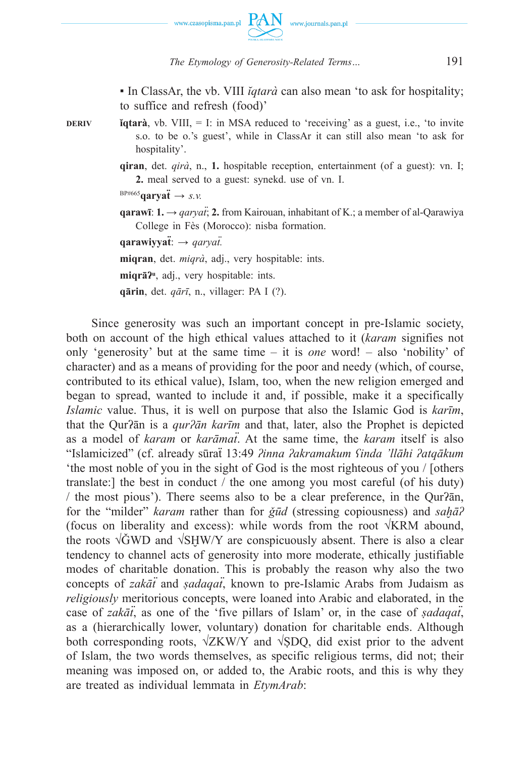▪ In ClassAr, the vb. VIII *ǐqtarà* can also mean 'to ask for hospitality; to suffice and refresh (food)'

**DERIV** **ǐqtarà**, vb. VIII, = I: in MSA reduced to 'receiving' as a guest, i.e., 'to invite s.o. to be o.'s guest', while in ClassAr it can still also mean 'to ask for hospitality'.

**qiran**, det. *qirà*, n., **1.** hospitable reception, entertainment (of a guest): vn. I; **2.** meal served to a guest: synekd. use of vn. I.

BP#665**qaryaẗ** → *s.v.*

**qarawī**: **1.** → *qaryaẗ*; **2.** from Kairouan, inhabitant of K.; a member of al-Qarawiya College in Fès (Morocco): nisba formation.

**qarawiyyaẗ**: → *qaryaẗ.*

**miqran**, det. *miqrà*, adj., very hospitable: ints.

**miqrāʔu**, adj., very hospitable: ints.

**qārin**, det. *qārī*, n., villager: PA I (?).

Since generosity was such an important concept in pre-Islamic society, both on account of the high ethical values attached to it (*karam* signifies not only 'generosity' but at the same time – it is *one* word! – also 'nobility' of character) and as a means of providing for the poor and needy (which, of course, contributed to its ethical value), Islam, too, when the new religion emerged and began to spread, wanted to include it and, if possible, make it a specifically *Islamic* value. Thus, it is well on purpose that also the Islamic God is *karīm*, that the Qurʔān is a *qurʔān karīm* and that, later, also the Prophet is depicted as a model of *karam* or *karāmaẗ*. At the same time, the *karam* itself is also "Islamicized" (cf. already sūraẗ 13:49 *ʔinna ʔakramakum ʕinda ʼllāhi ʔatqākum* 'the most noble of you in the sight of God is the most righteous of you / [others translate:] the best in conduct / the one among you most careful (of his duty) / the most pious'). There seems also to be a clear preference, in the Qurʔān, for the "milder" *karam* rather than for *ǧūd* (stressing copiousness) and *saḫāʔ* (focus on liberality and excess): while words from the root √KRM abound, the roots √ǦWD and √SḪW/Y are conspicuously absent. There is also a clear tendency to channel acts of generosity into more moderate, ethically justifiable modes of charitable donation. This is probably the reason why also the two concepts of *zakāẗ* and *ṣadaqaẗ*, known to pre-Islamic Arabs from Judaism as *religiously* meritorious concepts, were loaned into Arabic and elaborated, in the case of *zakāẗ*, as one of the 'five pillars of Islam' or, in the case of *ṣadaqaẗ*, as a (hierarchically lower, voluntary) donation for charitable ends. Although both corresponding roots, √ZKW/Y and √ṢDQ, did exist prior to the advent of Islam, the two words themselves, as specific religious terms, did not; their meaning was imposed on, or added to, the Arabic roots, and this is why they are treated as individual lemmata in *EtymArab*: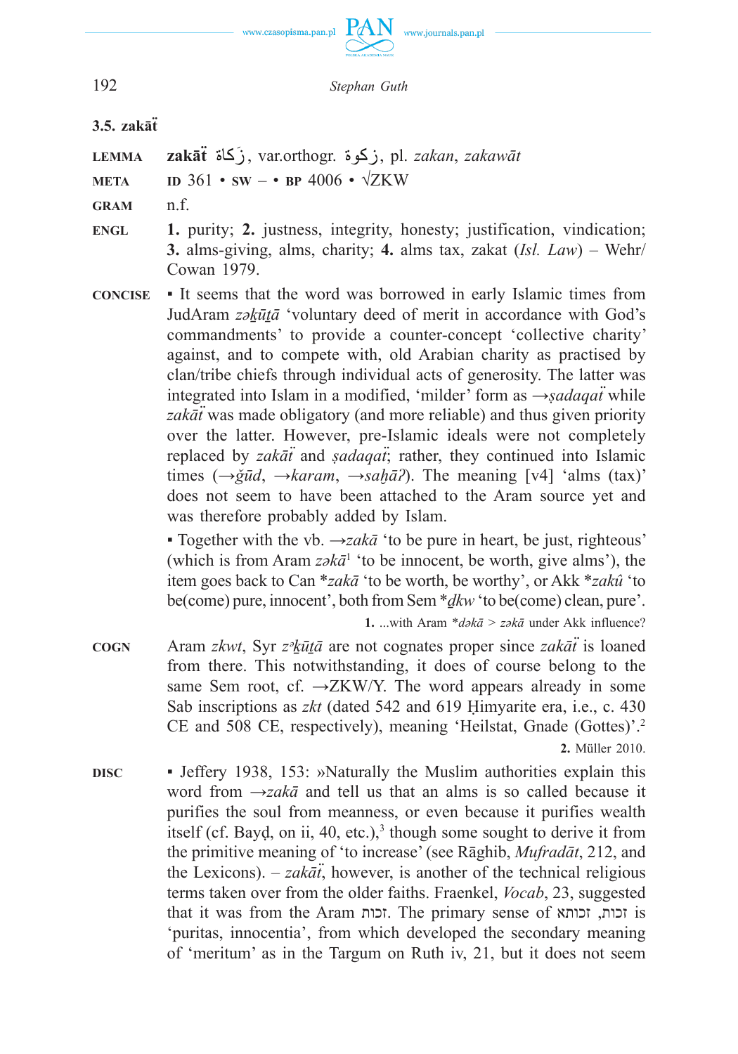### 3.5. zakāẗ

**LEMMA** **zakāẗ** زَكَاة, var.orthogr. زكوة, pl. *zakan*, *zakawāt*

**META** ID 361 • SW – • BP 4006 • √ZKW

**GRAM** n.f.

**ENGL** **1.** purity; **2.** justness, integrity, honesty; justification, vindication; **3.** alms-giving, alms, charity; **4.** alms tax, zakat (*Isl. Law*) – Wehr/Cowan 1979.

**CONCISE** ▪ It seems that the word was borrowed in early Islamic times from JudAram *zəḵūṯā* 'voluntary deed of merit in accordance with God's commandments' to provide a counter-concept 'collective charity' against, and to compete with, old Arabian charity as practised by clan/tribe chiefs through individual acts of generosity. The latter was integrated into Islam in a modified, 'milder' form as →*ṣadaqaẗ* while *zakāẗ* was made obligatory (and more reliable) and thus given priority over the latter. However, pre-Islamic ideals were not completely replaced by *zakāẗ* and *ṣadaqaẗ*; rather, they continued into Islamic times (→*ǧūd*, →*karam*, →*saḫāʔ*). The meaning [v4] 'alms (tax)' does not seem to have been attached to the Aram source yet and was therefore probably added by Islam.

▪ Together with the vb. →*zakā* 'to be pure in heart, be just, righteous' (which is from Aram *zəkā*[1] 'to be innocent, be worth, give alms'), the item goes back to Can \**zakā* 'to be worth, be worthy', or Akk \**zakû* 'to be(come) pure, innocent', both from Sem \**ḏkw* 'to be(come) clean, pure'.

**1.** ...with Aram \**dəkā* > *zəkā* under Akk influence?

**COGN** Aram *zkwt*, Syr *zᵊḵūṯā* are not cognates proper since *zakāẗ* is loaned from there. This notwithstanding, it does of course belong to the same Sem root, cf. →ZKW/Y. The word appears already in some Sab inscriptions as *zkt* (dated 542 and 619 Ḥimyarite era, i.e., c. 430 CE and 508 CE, respectively), meaning 'Heilstat, Gnade (Gottes)'.[2]

**2.** Müller 2010.

**DISC** ▪ Jeffery 1938, 153: »Naturally the Muslim authorities explain this word from →*zakā* and tell us that an alms is so called because it purifies the soul from meanness, or even because it purifies wealth itself (cf. Bayḍ, on ii, 40, etc.),[3] though some sought to derive it from the primitive meaning of 'to increase' (see Rāghib, *Mufradāt*, 212, and the Lexicons). – *zakāẗ*, however, is another of the technical religious terms taken over from the older faiths. Fraenkel, *Vocab*, 23, suggested that it was from the Aram זכות. The primary sense of זכות, זכותא is 'puritas, innocentia', from which developed the secondary meaning of 'meritum' as in the Targum on Ruth iv, 21, but it does not seem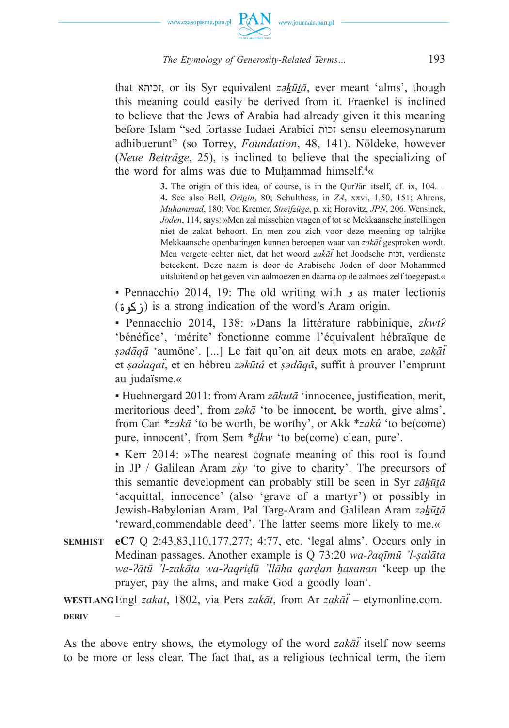that זכותא, or its Syr equivalent *zəḵūṯā*, ever meant 'alms', though this meaning could easily be derived from it. Fraenkel is inclined to believe that the Jews of Arabia had already given it this meaning before Islam "sed fortasse Iudaei Arabici זכות sensu eleemosynarum adhibuerunt" (so Torrey, *Foundation*, 48, 141). Nöldeke, however (*Neue Beiträge*, 25), is inclined to believe that the specializing of the word for alms was due to Muḥammad himself.[4]«

**3.** The origin of this idea, of course, is in the Qurʔān itself, cf. ix, 104. – **4.** See also Bell, *Origin*, 80; Schulthess, in *ZA*, xxvi, 1.50, 151; Ahrens, *Muhammad*, 180; Von Kremer, *Streifzüge*, p. xi; Horovitz, *JPN*, 206. Wensinck, *Joden*, 114, says: »Men zal misschien vragen of tot se Mekkaansche instellingen niet de zakat behoort. En men zou zich voor deze meening op talrijke Mekkaansche openbaringen kunnen beroepen waar van *zakāẗ* gesproken wordt. Men vergete echter niet, dat het woord *zakāẗ* het Joodsche זכות, verdienste beteekent. Deze naam is door de Arabische Joden of door Mohammed uitsluitend op het geven van aalmoezen en daarna op de aalmoes zelf toegepast.«

▪ Pennacchio 2014, 19: The old writing with و as mater lectionis (زكوة) is a strong indication of the word's Aram origin.

▪ Pennacchio 2014, 138: »Dans la littérature rabbinique, *zkwtʔ* 'bénéfice', 'mérite' fonctionne comme l'équivalent hébraïque de *ṣədāqā* 'aumône'. [...] Le fait qu'on ait deux mots en arabe, *zakāẗ* et *ṣadaqaẗ*, et en hébreu *zəkūtâ* et *ṣədāqā*, suffit à prouver l'emprunt au judaïsme.«

▪ Huehnergard 2011: from Aram *zākutā* 'innocence, justification, merit, meritorious deed', from *zəkā* 'to be innocent, be worth, give alms', from Can **zakā* 'to be worth, be worthy', or Akk **zakû* 'to be(come) pure, innocent', from Sem **ḏkw* 'to be(come) clean, pure'.

▪ Kerr 2014: »The nearest cognate meaning of this root is found in JP / Galilean Aram *zky* 'to give to charity'. The precursors of this semantic development can probably still be seen in Syr *zāḵūṯā* 'acquittal, innocence' (also 'grave of a martyr') or possibly in Jewish-Babylonian Aram, Pal Targ-Aram and Galilean Aram *zəḵūṯā* 'reward,commendable deed'. The latter seems more likely to me.«

**SEMHIST** **eC7** Q 2:43,83,110,177,277; 4:77, etc. 'legal alms'. Occurs only in Medinan passages. Another example is Q 73:20 *wa-ʔaqīmū ʾl-ṣalāta wa-ʔātū ʾl-zakāta wa-ʔaqriḍū ʾllāha qarḍan ḥasanan* 'keep up the prayer, pay the alms, and make God a goodly loan'.

**WESTLANG** Engl *zakat*, 1802, via Pers *zakāt*, from Ar *zakāẗ* – etymonline.com.

**DERIV** –

As the above entry shows, the etymology of the word *zakāẗ* itself now seems to be more or less clear. The fact that, as a religious technical term, the item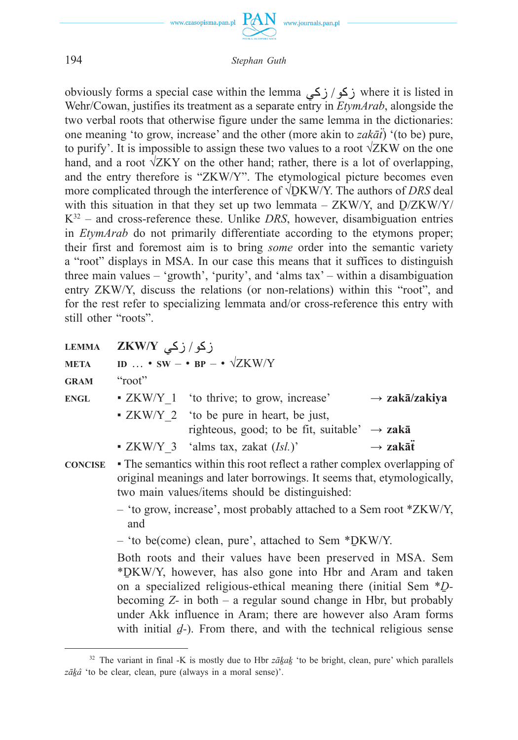obviously forms a special case within the lemma زكي / زكو where it is listed in Wehr/Cowan, justifies its treatment as a separate entry in *EtymArab*, alongside the two verbal roots that otherwise figure under the same lemma in the dictionaries: one meaning 'to grow, increase' and the other (more akin to *zakāẗ*) '(to be) pure, to purify'. It is impossible to assign these two values to a root √ZKW on the one hand, and a root √ZKY on the other hand; rather, there is a lot of overlapping, and the entry therefore is "ZKW/Y". The etymological picture becomes even more complicated through the interference of √ḎKW/Y. The authors of *DRS* deal with this situation in that they set up two lemmata – ZKW/Y, and Ḏ/ZKW/Y/K[32] – and cross-reference these. Unlike *DRS*, however, disambiguation entries in *EtymArab* do not primarily differentiate according to the etymons proper; their first and foremost aim is to bring *some* order into the semantic variety a "root" displays in MSA. In our case this means that it suffices to distinguish three main values – 'growth', 'purity', and 'alms tax' – within a disambiguation entry ZKW/Y, discuss the relations (or non-relations) within this "root", and for the rest refer to specializing lemmata and/or cross-reference this entry with still other "roots".

| | | | |
|---|---|---|---|
| **LEMMA** | **ZKW/Y** زكو / زكي | | |
| **META** | **ID** … • **SW** – • **BP** – • √ZKW/Y | | |
| **GRAM** | "root" | | |
| **ENGL** | ▪ ZKW/Y_1 | 'to thrive; to grow, increase' | → **zakā/zakiya** |
| | ▪ ZKW/Y_2 | 'to be pure in heart, be just, righteous, good; to be fit, suitable' | → **zakā** |
| | ▪ ZKW/Y_3 | 'alms tax, zakat (*Isl.*)' | → **zakāẗ** |

**CONCISE** ▪ The semantics within this root reflect a rather complex overlapping of original meanings and later borrowings. It seems that, etymologically, two main values/items should be distinguished:

– 'to grow, increase', most probably attached to a Sem root *ZKW/Y, and

– 'to be(come) clean, pure', attached to Sem *ḎKW/Y.

Both roots and their values have been preserved in MSA. Sem *ḎKW/Y, however, has also gone into Hbr and Aram and taken on a specialized religious-ethical meaning there (initial Sem *Ḏ- becoming *Z-* in both – a regular sound change in Hbr, but probably under Akk influence in Aram; there are however also Aram forms with initial *ḏ-*). From there, and with the technical religious sense

[32] The variant in final -K is mostly due to Hbr *zāḵaḵ* 'to be bright, clean, pure' which parallels *zāḵâ* 'to be clear, clean, pure (always in a moral sense)'.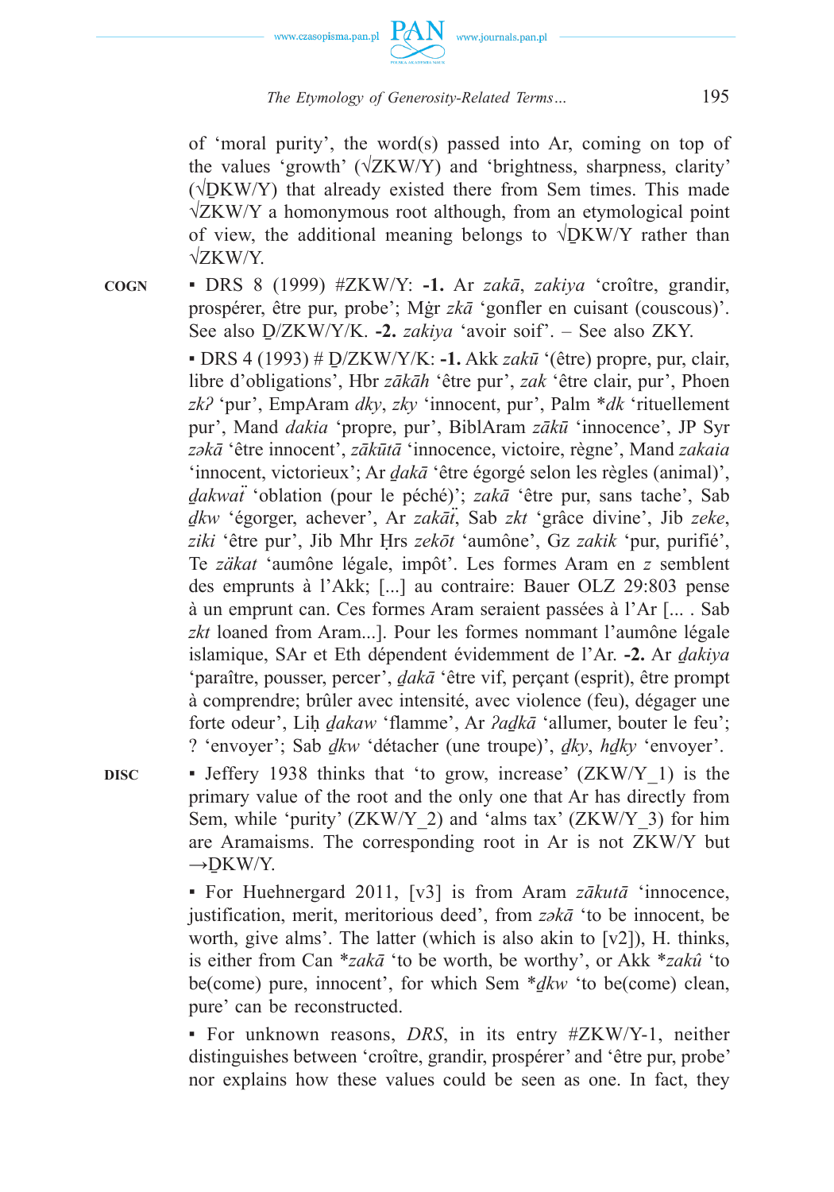of 'moral purity', the word(s) passed into Ar, coming on top of the values 'growth' (√ZKW/Y) and 'brightness, sharpness, clarity' (√ḎKW/Y) that already existed there from Sem times. This made √ZKW/Y a homonymous root although, from an etymological point of view, the additional meaning belongs to √ḎKW/Y rather than √ZKW/Y.

**COGN**

▪ DRS 8 (1999) #ZKW/Y: **-1.** Ar *zakā*, *zakiya* 'croître, grandir, prospérer, être pur, probe'; Mġr *zkā* 'gonfler en cuisant (couscous)'. See also Ḏ/ZKW/Y/K. **-2.** *zakiya* 'avoir soif'. – See also ZKY.

▪ DRS 4 (1993) # Ḏ/ZKW/Y/K: **-1.** Akk *zakū* '(être) propre, pur, clair, libre d'obligations', Hbr *zākāh* 'être pur', *zak* 'être clair, pur', Phoen *zkʔ* 'pur', EmpAram *dky*, *zky* 'innocent, pur', Palm *\*dk* 'rituellement pur', Mand *dakia* 'propre, pur', BiblAram *zākū* 'innocence', JP Syr *zəkā* 'être innocent', *zākūtā* 'innocence, victoire, règne', Mand *zakaia* 'innocent, victorieux'; Ar *ḏakā* 'être égorgé selon les règles (animal)', *ḏakwaẗ* 'oblation (pour le péché)'; *zakā* 'être pur, sans tache', Sab *ḏkw* 'égorger, achever', Ar *zakāẗ*, Sab *zkt* 'grâce divine', Jib *zeke*, *ziki* 'être pur', Jib Mhr Ḥrs *zekōt* 'aumône', Gz *zakik* 'pur, purifié', Te *zäkat* 'aumône légale, impôt'. Les formes Aram en *z* semblent des emprunts à l'Akk; [...] au contraire: Bauer OLZ 29:803 pense à un emprunt can. Ces formes Aram seraient passées à l'Ar [... . Sab *zkt* loaned from Aram...]. Pour les formes nommant l'aumône légale islamique, SAr et Eth dépendent évidemment de l'Ar. **-2.** Ar *ḏakiya* 'paraître, pousser, percer', *ḏakā* 'être vif, perçant (esprit), être prompt à comprendre; brûler avec intensité, avec violence (feu), dégager une forte odeur', Liḥ *ḏakaw* 'flamme', Ar *ʔaḏkā* 'allumer, bouter le feu'; ? 'envoyer'; Sab *ḏkw* 'détacher (une troupe)', *ḏky*, *hḏky* 'envoyer'.

**DISC**

▪ Jeffery 1938 thinks that 'to grow, increase' (ZKW/Y_1) is the primary value of the root and the only one that Ar has directly from Sem, while 'purity' (ZKW/Y_2) and 'alms tax' (ZKW/Y_3) for him are Aramaisms. The corresponding root in Ar is not ZKW/Y but →ḎKW/Y.

▪ For Huehnergard 2011, [v3] is from Aram *zākutā* 'innocence, justification, merit, meritorious deed', from *zəkā* 'to be innocent, be worth, give alms'. The latter (which is also akin to [v2]), H. thinks, is either from Can *\*zakā* 'to be worth, be worthy', or Akk *\*zakû* 'to be(come) pure, innocent', for which Sem *\*ḏkw* 'to be(come) clean, pure' can be reconstructed.

▪ For unknown reasons, *DRS*, in its entry #ZKW/Y-1, neither distinguishes between 'croître, grandir, prospérer' and 'être pur, probe' nor explains how these values could be seen as one. In fact, they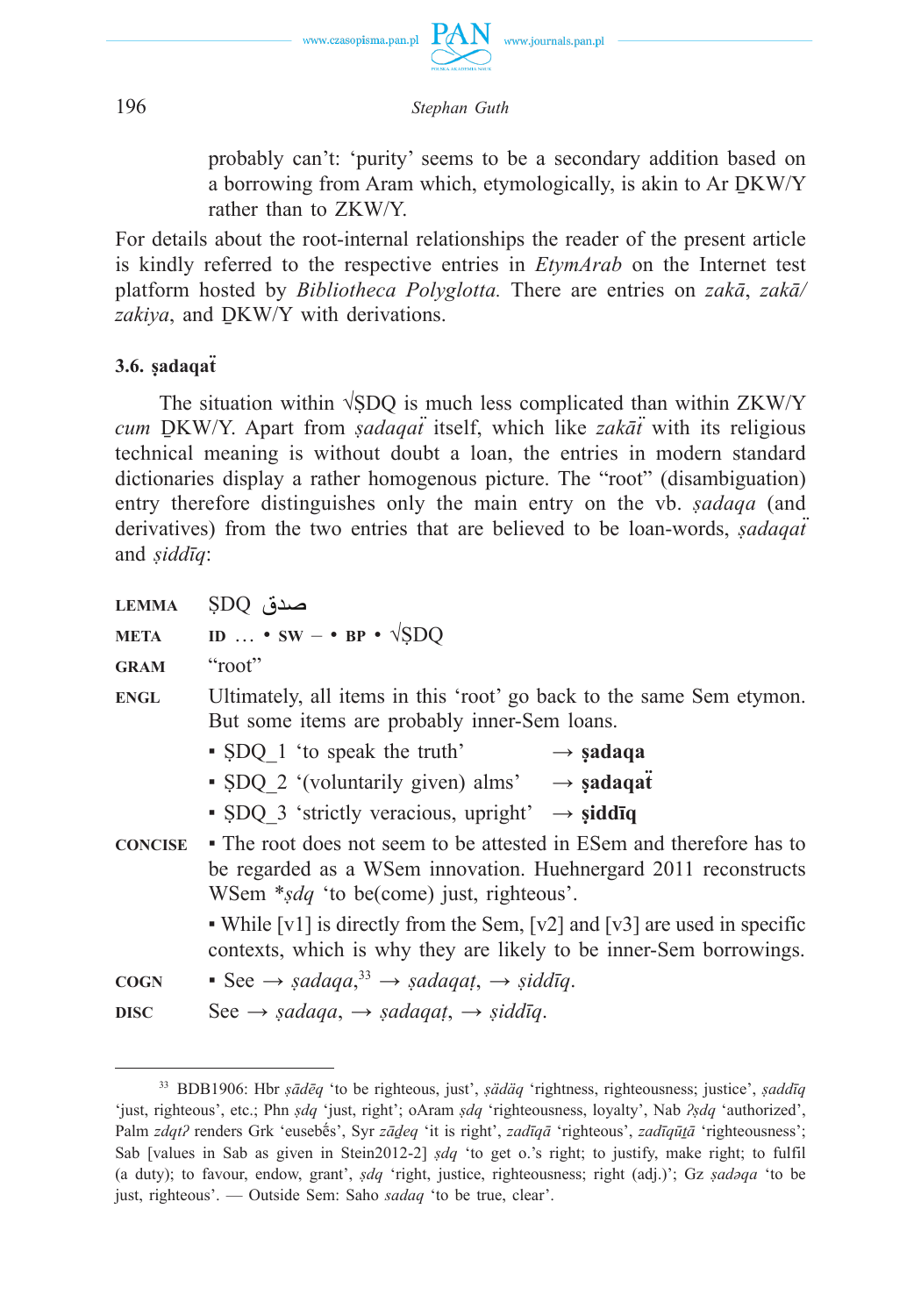probably can't: 'purity' seems to be a secondary addition based on a borrowing from Aram which, etymologically, is akin to Ar ḎKW/Y rather than to ZKW/Y.

For details about the root-internal relationships the reader of the present article is kindly referred to the respective entries in *EtymArab* on the Internet test platform hosted by *Bibliotheca Polyglotta.* There are entries on *zakā*, *zakā/zakiya*, and ḎKW/Y with derivations.

### 3.6. ṣadaqaẗ

The situation within √ṢDQ is much less complicated than within ZKW/Y *cum* ḎKW/Y. Apart from *ṣadaqaẗ* itself, which like *zakāẗ* with its religious technical meaning is without doubt a loan, the entries in modern standard dictionaries display a rather homogenous picture. The "root" (disambiguation) entry therefore distinguishes only the main entry on the vb. *ṣadaqa* (and derivatives) from the two entries that are believed to be loan-words, *ṣadaqaẗ* and *ṣiddīq*:

| | |
|---|---|
| **LEMMA** | ṢDQ صدق |
| **META** | **ID** … • **SW** – • **BP** • √ṢDQ |
| **GRAM** | "root" |
| **ENGL** | Ultimately, all items in this 'root' go back to the same Sem etymon. But some items are probably inner-Sem loans.<br>▪ ṢDQ_1 'to speak the truth' → **ṣadaqa**<br>▪ ṢDQ_2 '(voluntarily given) alms' → **ṣadaqaẗ**<br>▪ ṢDQ_3 'strictly veracious, upright' → **ṣiddīq** |
| **CONCISE** | ▪ The root does not seem to be attested in ESem and therefore has to be regarded as a WSem innovation. Huehnergard 2011 reconstructs WSem *\*ṣdq* 'to be(come) just, righteous'.<br>▪ While [v1] is directly from the Sem, [v2] and [v3] are used in specific contexts, which is why they are likely to be inner-Sem borrowings. |
| **COGN** | ▪ See → *ṣadaqa*,[33] → *ṣadaqaṭ*, → *ṣiddīq*. |
| **DISC** | See → *ṣadaqa*, → *ṣadaqaṭ*, → *ṣiddīq*. |

[33] BDB1906: Hbr *ṣādēq* 'to be righteous, just', *ṣädäq* 'rightness, righteousness; justice', *ṣaddīq* 'just, righteous', etc.; Phn *ṣdq* 'just, right'; oAram *ṣdq* 'righteousness, loyalty', Nab *ʔṣdq* 'authorized', Palm *zdqtʔ* renders Grk 'eusebḗs', Syr *zāḏeq* 'it is right', *zadīqā* 'righteous', *zadīqūṯā* 'righteousness'; Sab [values in Sab as given in Stein2012-2] *ṣdq* 'to get o.'s right; to justify, make right; to fulfil (a duty); to favour, endow, grant', *ṣdq* 'right, justice, righteousness; right (adj.)'; Gz *ṣadəqa* 'to be just, righteous'. — Outside Sem: Saho *sadaq* 'to be true, clear'.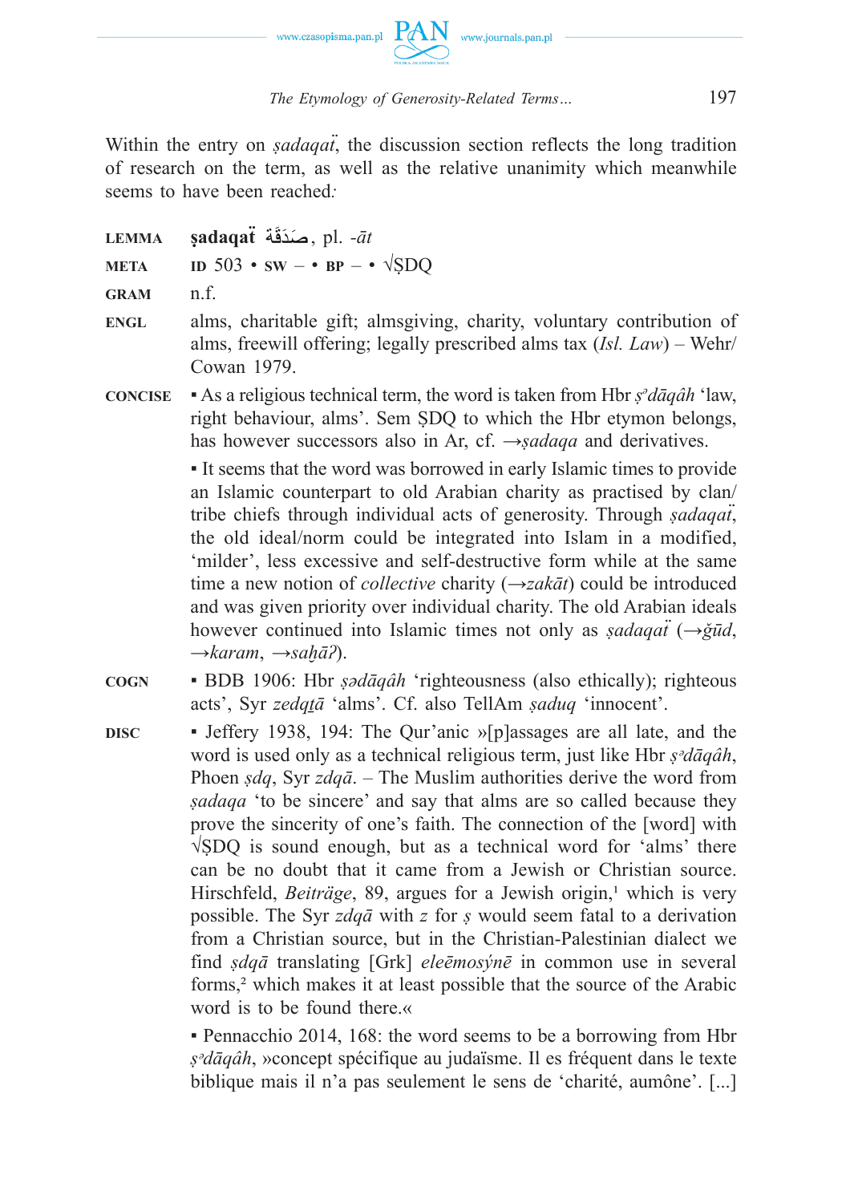Within the entry on *ṣadaqaẗ*, the discussion section reflects the long tradition of research on the term, as well as the relative unanimity which meanwhile seems to have been reached:

| | |
|---|---|
| LEMMA | **ṣadaqaẗ** صَدَقَة, pl. *-āt* |
| META | ID 503 • SW – • BP – • √ṢDQ |
| GRAM | n.f. |
| ENGL | alms, charitable gift; almsgiving, charity, voluntary contribution of alms, freewill offering; legally prescribed alms tax (*Isl. Law*) – Wehr/Cowan 1979. |
| CONCISE | ▪ As a religious technical term, the word is taken from Hbr *ṣ*ᵊ*dāqâh* 'law, right behaviour, alms'. Sem ṢDQ to which the Hbr etymon belongs, has however successors also in Ar, cf. →*ṣadaqa* and derivatives.<br>▪ It seems that the word was borrowed in early Islamic times to provide an Islamic counterpart to old Arabian charity as practised by clan/tribe chiefs through individual acts of generosity. Through *ṣadaqaẗ*, the old ideal/norm could be integrated into Islam in a modified, 'milder', less excessive and self-destructive form while at the same time a new notion of *collective* charity (→*zakāt*) could be introduced and was given priority over individual charity. The old Arabian ideals however continued into Islamic times not only as *ṣadaqaẗ* (→*ǧūd*, →*karam*, →*saḫāʔ*). |
| COGN | ▪ BDB 1906: Hbr *ṣədāqâh* 'righteousness (also ethically); righteous acts', Syr *zedqṯā* 'alms'. Cf. also TellAm *ṣaduq* 'innocent'. |
| DISC | ▪ Jeffery 1938, 194: The Qur'anic »[p]assages are all late, and the word is used only as a technical religious term, just like Hbr *ṣ*ᵊ*dāqâh*, Phoen *ṣdq*, Syr *zdqā*. – The Muslim authorities derive the word from *ṣadaqa* 'to be sincere' and say that alms are so called because they prove the sincerity of one's faith. The connection of the [word] with √ṢDQ is sound enough, but as a technical word for 'alms' there can be no doubt that it came from a Jewish or Christian source. Hirschfeld, *Beiträge*, 89, argues for a Jewish origin,[1] which is very possible. The Syr *zdqā* with *z* for *ṣ* would seem fatal to a derivation from a Christian source, but in the Christian-Palestinian dialect we find *ṣdqā* translating [Grk] *eleēmosýnē* in common use in several forms,[2] which makes it at least possible that the source of the Arabic word is to be found there.«<br>▪ Pennacchio 2014, 168: the word seems to be a borrowing from Hbr *ṣ*ᵊ*dāqâh*, »concept spécifique au judaïsme. Il es fréquent dans le texte biblique mais il n'a pas seulement le sens de 'charité, aumône'. [...] |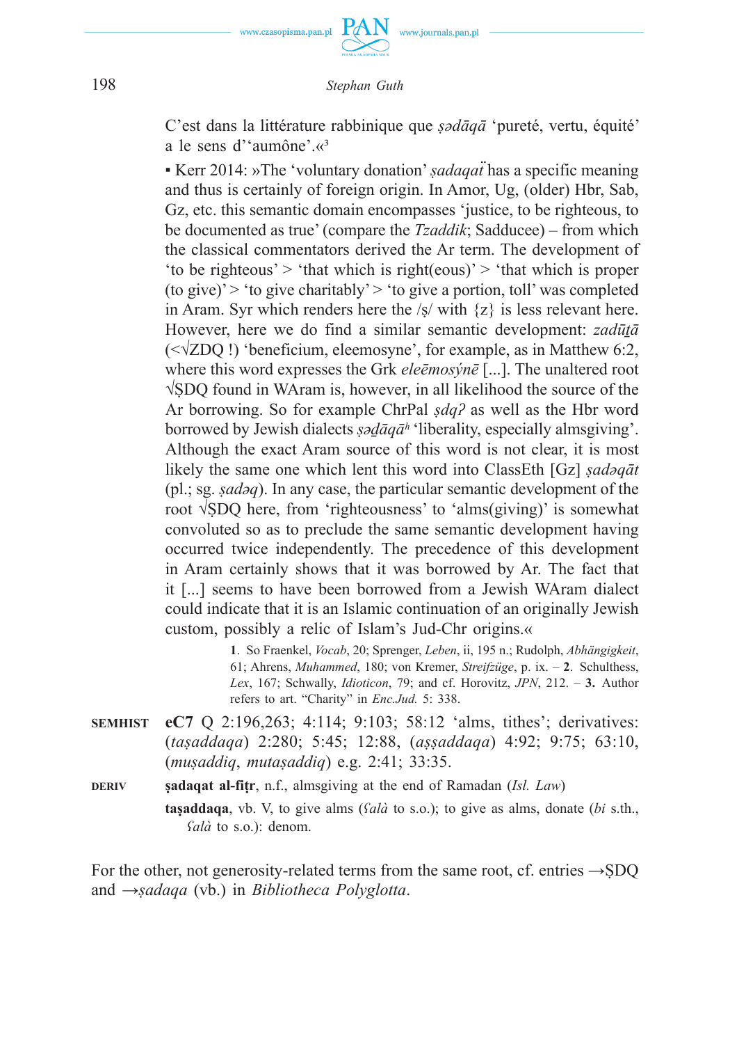C'est dans la littérature rabbinique que *ṣədāqā* 'pureté, vertu, équité' a le sens d''aumône'.«[3]

▪ Kerr 2014: »The 'voluntary donation' *ṣadaqaẗ* has a specific meaning and thus is certainly of foreign origin. In Amor, Ug, (older) Hbr, Sab, Gz, etc. this semantic domain encompasses 'justice, to be righteous, to be documented as true' (compare the *Tzaddik*; Sadducee) – from which the classical commentators derived the Ar term. The development of 'to be righteous' > 'that which is right(eous)' > 'that which is proper (to give)' > 'to give charitably' > 'to give a portion, toll' was completed in Aram. Syr which renders here the /ṣ/ with {z} is less relevant here. However, here we do find a similar semantic development: *zadūṯā* (<√ZDQ !) 'beneficium, eleemosyne', for example, as in Matthew 6:2, where this word expresses the Grk *eleēmosýnē* [...]. The unaltered root √ṢDQ found in WAram is, however, in all likelihood the source of the Ar borrowing. So for example ChrPal *ṣdqʔ* as well as the Hbr word borrowed by Jewish dialects *ṣəḏāqā*[h] 'liberality, especially almsgiving'. Although the exact Aram source of this word is not clear, it is most likely the same one which lent this word into ClassEth [Gz] *ṣadəqāt* (pl.; sg. *ṣadəq*). In any case, the particular semantic development of the root √ṢDQ here, from 'righteousness' to 'alms(giving)' is somewhat convoluted so as to preclude the same semantic development having occurred twice independently. The precedence of this development in Aram certainly shows that it was borrowed by Ar. The fact that it [...] seems to have been borrowed from a Jewish WAram dialect could indicate that it is an Islamic continuation of an originally Jewish custom, possibly a relic of Islam's Jud-Chr origins.«

**1**. So Fraenkel, *Vocab*, 20; Sprenger, *Leben*, ii, 195 n.; Rudolph, *Abhängigkeit*, 61; Ahrens, *Muhammed*, 180; von Kremer, *Streifzüge*, p. ix. – **2**. Schulthess, *Lex*, 167; Schwally, *Idioticon*, 79; and cf. Horovitz, *JPN*, 212. – **3.** Author refers to art. "Charity" in *Enc.Jud.* 5: 338.

**SEMHIST** **eC7** Q 2:196,263; 4:114; 9:103; 58:12 'alms, tithes'; derivatives: (*taṣaddaqa*) 2:280; 5:45; 12:88, (*aṣṣaddaqa*) 4:92; 9:75; 63:10, (*muṣaddiq*, *mutaṣaddiq*) e.g. 2:41; 33:35.

**DERIV** **ṣadaqat al-fiṭr**, n.f., almsgiving at the end of Ramadan (*Isl. Law*)

**taṣaddaqa**, vb. V, to give alms (*ʕalà* to s.o.); to give as alms, donate (*bi* s.th., *ʕalà* to s.o.): denom.

For the other, not generosity-related terms from the same root, cf. entries →ṢDQ and →*ṣadaqa* (vb.) in *Bibliotheca Polyglotta*.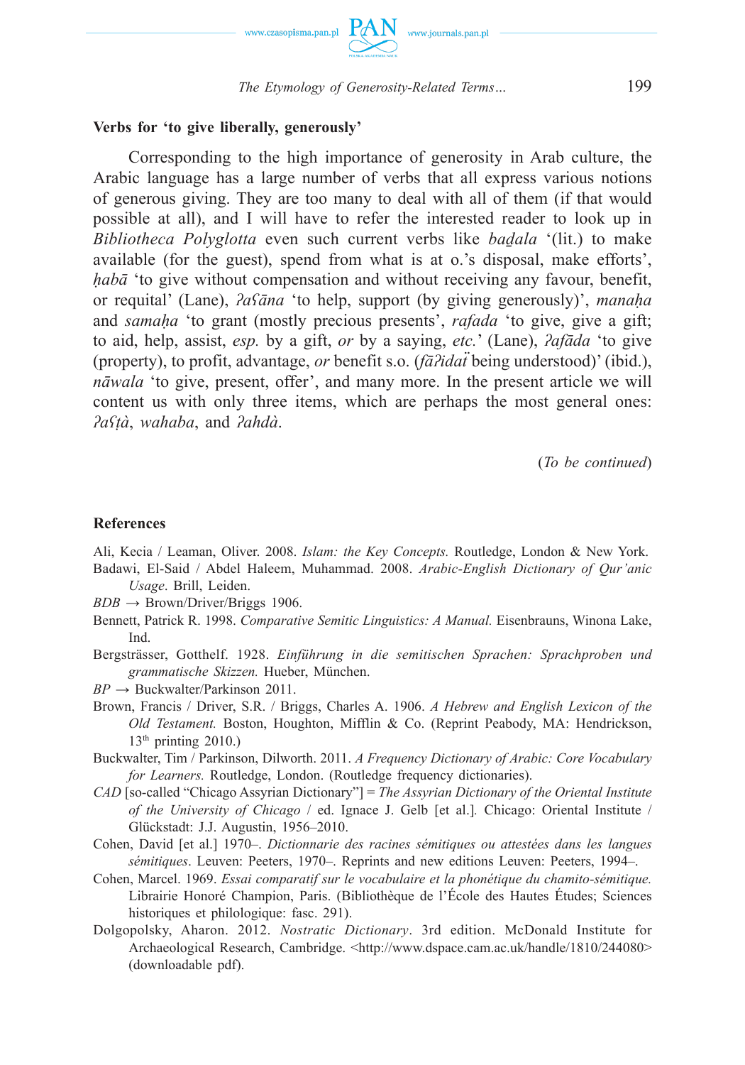**Verbs for 'to give liberally, generously'**

Corresponding to the high importance of generosity in Arab culture, the Arabic language has a large number of verbs that all express various notions of generous giving. They are too many to deal with all of them (if that would possible at all), and I will have to refer the interested reader to look up in *Bibliotheca Polyglotta* even such current verbs like *baḏala* '(lit.) to make available (for the guest), spend from what is at o.'s disposal, make efforts', *ḥabā* 'to give without compensation and without receiving any favour, benefit, or requital' (Lane), *ʔaʕāna* 'to help, support (by giving generously)', *manaḥa* and *samaḥa* 'to grant (mostly precious presents', *rafada* 'to give, give a gift; to aid, help, assist, *esp.* by a gift, *or* by a saying, *etc.*' (Lane), *ʔafāda* 'to give (property), to profit, advantage, *or* benefit s.o. (*fāʔidaẗ* being understood)' (ibid.), *nāwala* 'to give, present, offer', and many more. In the present article we will content us with only three items, which are perhaps the most general ones: *ʔaʕṭà*, *wahaba*, and *ʔahdà*.

(*To be continued*)

## References

Ali, Kecia / Leaman, Oliver. 2008. *Islam: the Key Concepts.* Routledge, London & New York.

Badawi, El-Said / Abdel Haleem, Muhammad. 2008. *Arabic-English Dictionary of Qur'anic Usage*. Brill, Leiden.

*BDB* → Brown/Driver/Briggs 1906.

Bennett, Patrick R. 1998. *Comparative Semitic Linguistics: A Manual.* Eisenbrauns, Winona Lake, Ind.

Bergsträsser, Gotthelf. 1928. *Einführung in die semitischen Sprachen: Sprachproben und grammatische Skizzen.* Hueber, München.

*BP* → Buckwalter/Parkinson 2011.

Brown, Francis / Driver, S.R. / Briggs, Charles A. 1906. *A Hebrew and English Lexicon of the Old Testament.* Boston, Houghton, Mifflin & Co. (Reprint Peabody, MA: Hendrickson, 13th printing 2010.)

Buckwalter, Tim / Parkinson, Dilworth. 2011. *A Frequency Dictionary of Arabic: Core Vocabulary for Learners.* Routledge, London. (Routledge frequency dictionaries).

*CAD* [so-called "Chicago Assyrian Dictionary"] = *The Assyrian Dictionary of the Oriental Institute of the University of Chicago* / ed. Ignace J. Gelb [et al.]. Chicago: Oriental Institute / Glückstadt: J.J. Augustin, 1956–2010.

Cohen, David [et al.] 1970–. *Dictionnarie des racines sémitiques ou attestées dans les langues sémitiques*. Leuven: Peeters, 1970–. Reprints and new editions Leuven: Peeters, 1994–.

Cohen, Marcel. 1969. *Essai comparatif sur le vocabulaire et la phonétique du chamito-sémitique.* Librairie Honoré Champion, Paris. (Bibliothèque de l'École des Hautes Études; Sciences historiques et philologique: fasc. 291).

Dolgopolsky, Aharon. 2012. *Nostratic Dictionary*. 3rd edition. McDonald Institute for Archaeological Research, Cambridge. <http://www.dspace.cam.ac.uk/handle/1810/244080> (downloadable pdf).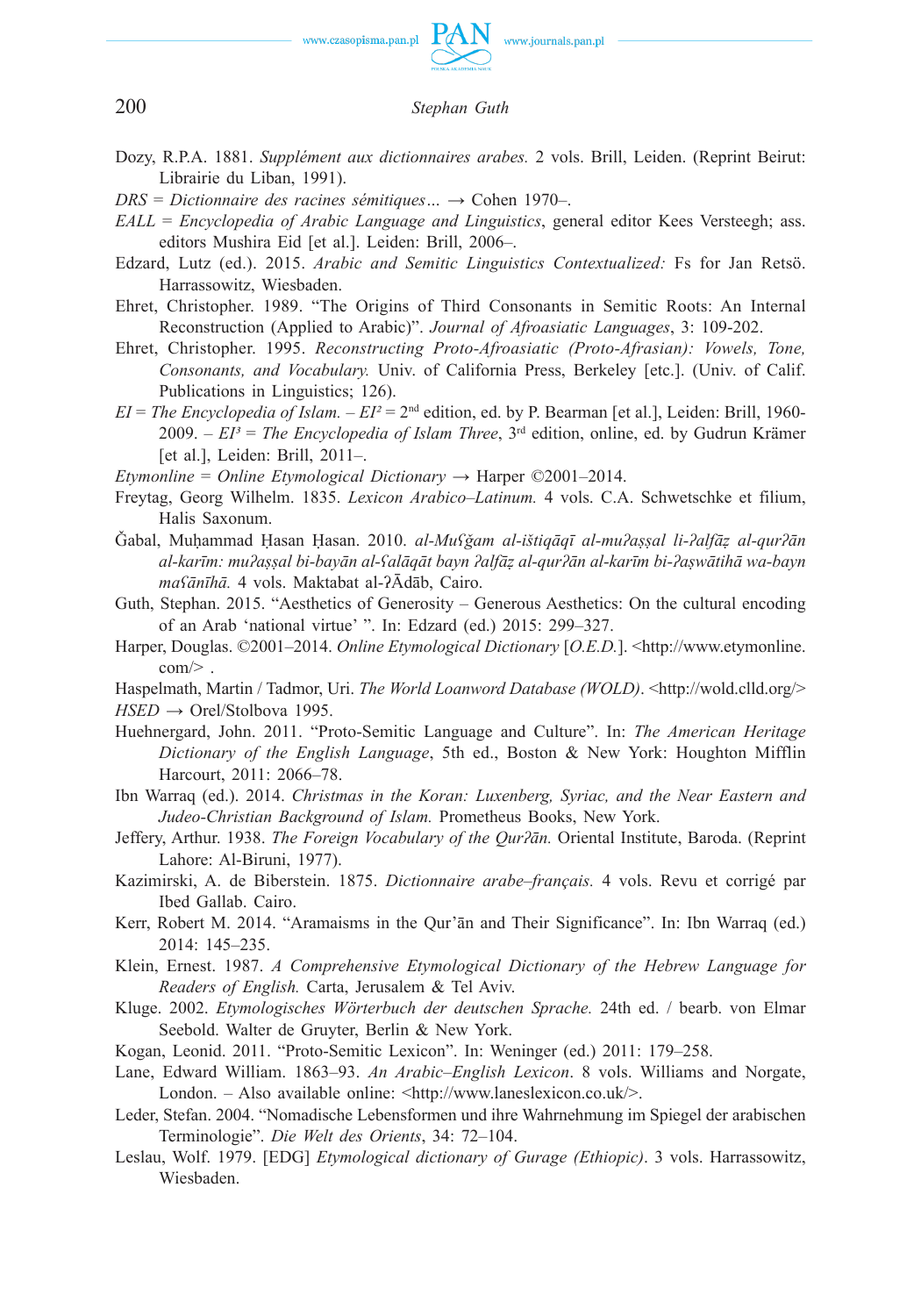Dozy, R.P.A. 1881. *Supplément aux dictionnaires arabes.* 2 vols. Brill, Leiden. (Reprint Beirut: Librairie du Liban, 1991).

*DRS* = *Dictionnaire des racines sémitiques…* → Cohen 1970–.

*EALL* = *Encyclopedia of Arabic Language and Linguistics*, general editor Kees Versteegh; ass. editors Mushira Eid [et al.]. Leiden: Brill, 2006–.

Edzard, Lutz (ed.). 2015. *Arabic and Semitic Linguistics Contextualized:* Fs for Jan Retsö. Harrassowitz, Wiesbaden.

Ehret, Christopher. 1989. "The Origins of Third Consonants in Semitic Roots: An Internal Reconstruction (Applied to Arabic)". *Journal of Afroasiatic Languages*, 3: 109-202.

Ehret, Christopher. 1995. *Reconstructing Proto-Afroasiatic (Proto-Afrasian): Vowels, Tone, Consonants, and Vocabulary.* Univ. of California Press, Berkeley [etc.]. (Univ. of Calif. Publications in Linguistics; 126).

*EI* = *The Encyclopedia of Islam.* – *EI²* = 2nd edition, ed. by P. Bearman [et al.], Leiden: Brill, 1960-2009. – *EI³* = *The Encyclopedia of Islam Three*, 3rd edition, online, ed. by Gudrun Krämer [et al.], Leiden: Brill, 2011–.

*Etymonline* = *Online Etymological Dictionary* → Harper ©2001–2014.

Freytag, Georg Wilhelm. 1835. *Lexicon Arabico–Latinum.* 4 vols. C.A. Schwetschke et filium, Halis Saxonum.

Ǧabal, Muḥammad Ḥasan Ḥasan. 2010. *al-Muʕǧam al-ištiqāqī al-muʔaṣṣal li-ʔalfāẓ al-qurʔān al-karīm: muʔaṣṣal bi-bayān al-ʕalāqāt bayn ʔalfāẓ al-qurʔān al-karīm bi-ʔaṣwātihā wa-bayn maʕānīhā.* 4 vols. Maktabat al-ʔĀdāb, Cairo.

Guth, Stephan. 2015. "Aesthetics of Generosity – Generous Aesthetics: On the cultural encoding of an Arab 'national virtue' ". In: Edzard (ed.) 2015: 299–327.

Harper, Douglas. ©2001–2014. *Online Etymological Dictionary* [*O.E.D.*]. <http://www.etymonline.com/> .

Haspelmath, Martin / Tadmor, Uri. *The World Loanword Database (WOLD)*. <http://wold.clld.org/>

*HSED* → Orel/Stolbova 1995.

Huehnergard, John. 2011. "Proto-Semitic Language and Culture". In: *The American Heritage Dictionary of the English Language*, 5th ed., Boston & New York: Houghton Mifflin Harcourt, 2011: 2066–78.

Ibn Warraq (ed.). 2014. *Christmas in the Koran: Luxenberg, Syriac, and the Near Eastern and Judeo-Christian Background of Islam.* Prometheus Books, New York.

Jeffery, Arthur. 1938. *The Foreign Vocabulary of the Qurʔān.* Oriental Institute, Baroda. (Reprint Lahore: Al-Biruni, 1977).

Kazimirski, A. de Biberstein. 1875. *Dictionnaire arabe–français.* 4 vols. Revu et corrigé par Ibed Gallab. Cairo.

Kerr, Robert M. 2014. "Aramaisms in the Qur'ān and Their Significance". In: Ibn Warraq (ed.) 2014: 145–235.

Klein, Ernest. 1987. *A Comprehensive Etymological Dictionary of the Hebrew Language for Readers of English.* Carta, Jerusalem & Tel Aviv.

Kluge. 2002. *Etymologisches Wörterbuch der deutschen Sprache.* 24th ed. / bearb. von Elmar Seebold. Walter de Gruyter, Berlin & New York.

Kogan, Leonid. 2011. "Proto-Semitic Lexicon". In: Weninger (ed.) 2011: 179–258.

Lane, Edward William. 1863–93. *An Arabic–English Lexicon*. 8 vols. Williams and Norgate, London. – Also available online: <http://www.laneslexicon.co.uk/>.

Leder, Stefan. 2004. "Nomadische Lebensformen und ihre Wahrnehmung im Spiegel der arabischen Terminologie". *Die Welt des Orients*, 34: 72–104.

Leslau, Wolf. 1979. [EDG] *Etymological dictionary of Gurage (Ethiopic)*. 3 vols. Harrassowitz, Wiesbaden.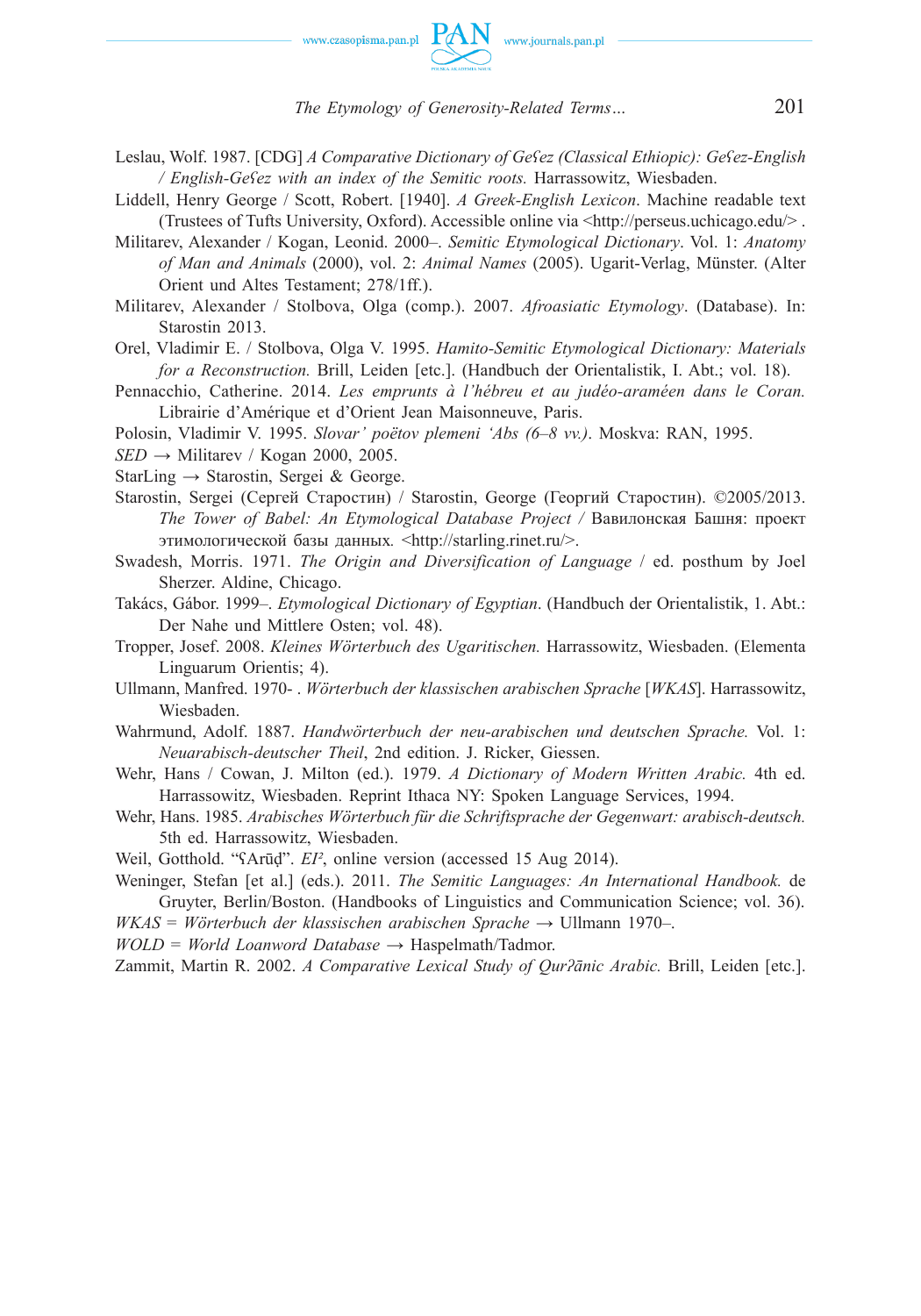Leslau, Wolf. 1987. [CDG] *A Comparative Dictionary of Geʕez (Classical Ethiopic): Geʕez-English / English-Geʕez with an index of the Semitic roots.* Harrassowitz, Wiesbaden.

Liddell, Henry George / Scott, Robert. [1940]. *A Greek-English Lexicon*. Machine readable text (Trustees of Tufts University, Oxford). Accessible online via <http://perseus.uchicago.edu/> .

Militarev, Alexander / Kogan, Leonid. 2000–. *Semitic Etymological Dictionary*. Vol. 1: *Anatomy of Man and Animals* (2000), vol. 2: *Animal Names* (2005). Ugarit-Verlag, Münster. (Alter Orient und Altes Testament; 278/1ff.).

Militarev, Alexander / Stolbova, Olga (comp.). 2007. *Afroasiatic Etymology*. (Database). In: Starostin 2013.

Orel, Vladimir E. / Stolbova, Olga V. 1995. *Hamito-Semitic Etymological Dictionary: Materials for a Reconstruction.* Brill, Leiden [etc.]. (Handbuch der Orientalistik, I. Abt.; vol. 18).

Pennacchio, Catherine. 2014. *Les emprunts à l'hébreu et au judéo-araméen dans le Coran.* Librairie d'Amérique et d'Orient Jean Maisonneuve, Paris.

Polosin, Vladimir V. 1995. *Slovar' poëtov plemeni ʿAbs (6–8 vv.)*. Moskva: RAN, 1995.

*SED* → Militarev / Kogan 2000, 2005.

StarLing → Starostin, Sergei & George.

Starostin, Sergei (Сергей Старостин) / Starostin, George (Георгий Старостин). ©2005/2013. *The Tower of Babel: An Etymological Database Project /* Вавилонская Башня: проект этимологической базы данных. <http://starling.rinet.ru/>.

Swadesh, Morris. 1971. *The Origin and Diversification of Language* / ed. posthum by Joel Sherzer. Aldine, Chicago.

Takács, Gábor. 1999–. *Etymological Dictionary of Egyptian*. (Handbuch der Orientalistik, 1. Abt.: Der Nahe und Mittlere Osten; vol. 48).

Tropper, Josef. 2008. *Kleines Wörterbuch des Ugaritischen.* Harrassowitz, Wiesbaden. (Elementa Linguarum Orientis; 4).

Ullmann, Manfred. 1970- . *Wörterbuch der klassischen arabischen Sprache* [*WKAS*]. Harrassowitz, Wiesbaden.

Wahrmund, Adolf. 1887. *Handwörterbuch der neu-arabischen und deutschen Sprache.* Vol. 1: *Neuarabisch-deutscher Theil*, 2nd edition. J. Ricker, Giessen.

Wehr, Hans / Cowan, J. Milton (ed.). 1979. *A Dictionary of Modern Written Arabic.* 4th ed. Harrassowitz, Wiesbaden. Reprint Ithaca NY: Spoken Language Services, 1994.

Wehr, Hans. 1985. *Arabisches Wörterbuch für die Schriftsprache der Gegenwart: arabisch-deutsch.* 5th ed. Harrassowitz, Wiesbaden.

Weil, Gotthold. "ʕArūḍ". *EI²*, online version (accessed 15 Aug 2014).

Weninger, Stefan [et al.] (eds.). 2011. *The Semitic Languages: An International Handbook.* de Gruyter, Berlin/Boston. (Handbooks of Linguistics and Communication Science; vol. 36).

*WKAS* = *Wörterbuch der klassischen arabischen Sprache* → Ullmann 1970–.

*WOLD* = *World Loanword Database* → Haspelmath/Tadmor.

Zammit, Martin R. 2002. *A Comparative Lexical Study of Qurʔānic Arabic.* Brill, Leiden [etc.].